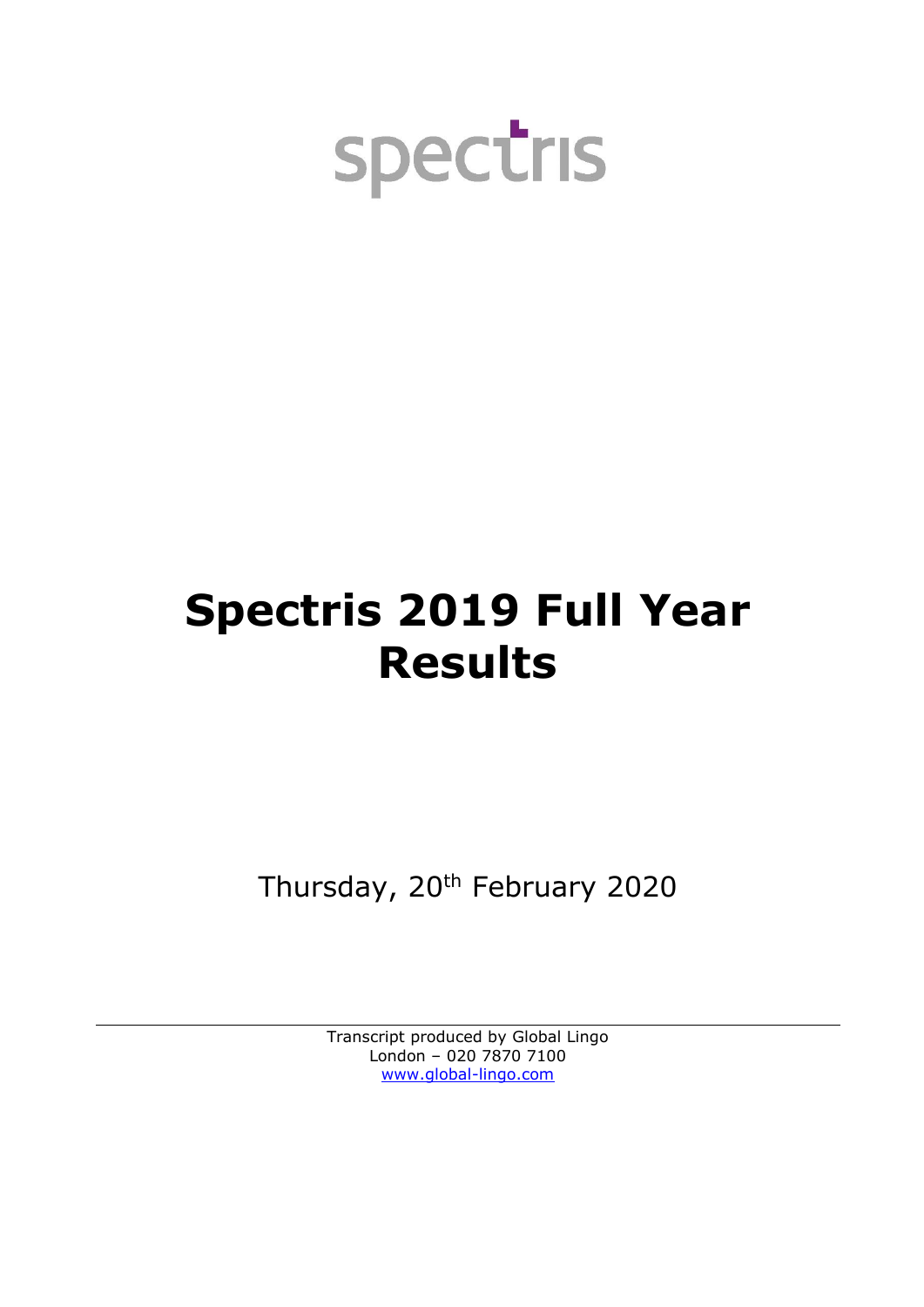spectris

# Spectris 2019 Full Year Results

Thursday, 20th February 2020

Transcript produced by Global Lingo
London – 020 7870 7100
www.global-lingo.com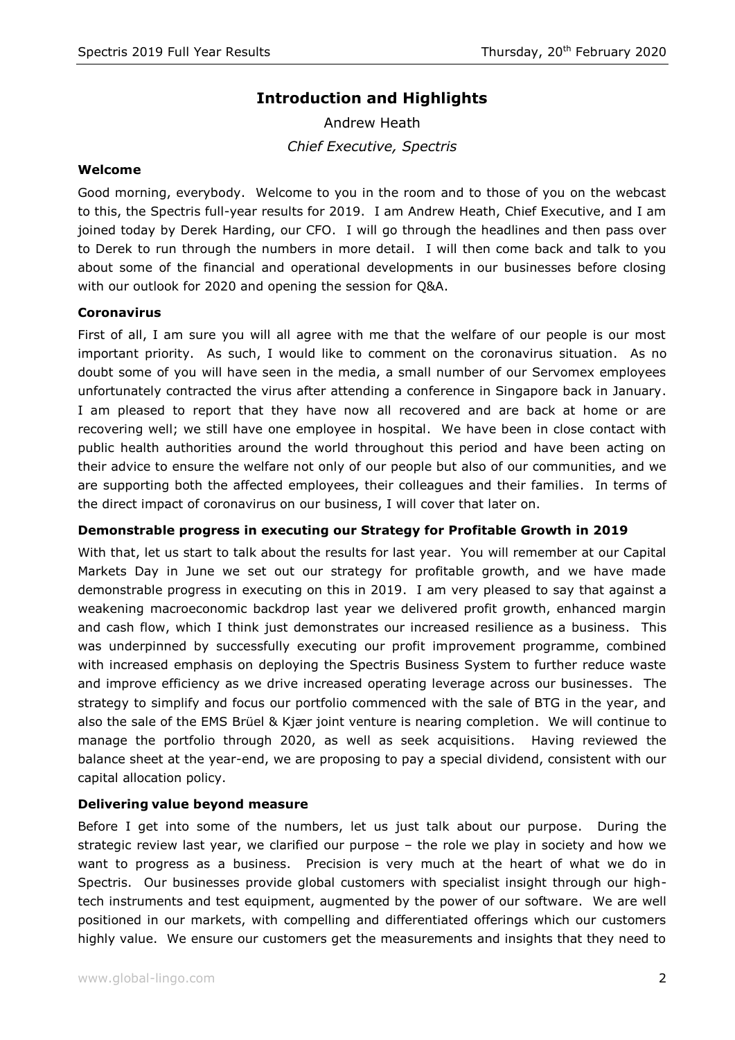# Introduction and Highlights

Andrew Heath

*Chief Executive, Spectris*

### Welcome

Good morning, everybody. Welcome to you in the room and to those of you on the webcast to this, the Spectris full-year results for 2019. I am Andrew Heath, Chief Executive, and I am joined today by Derek Harding, our CFO. I will go through the headlines and then pass over to Derek to run through the numbers in more detail. I will then come back and talk to you about some of the financial and operational developments in our businesses before closing with our outlook for 2020 and opening the session for Q&A.

### Coronavirus

First of all, I am sure you will all agree with me that the welfare of our people is our most important priority. As such, I would like to comment on the coronavirus situation. As no doubt some of you will have seen in the media, a small number of our Servomex employees unfortunately contracted the virus after attending a conference in Singapore back in January. I am pleased to report that they have now all recovered and are back at home or are recovering well; we still have one employee in hospital. We have been in close contact with public health authorities around the world throughout this period and have been acting on their advice to ensure the welfare not only of our people but also of our communities, and we are supporting both the affected employees, their colleagues and their families. In terms of the direct impact of coronavirus on our business, I will cover that later on.

### Demonstrable progress in executing our Strategy for Profitable Growth in 2019

With that, let us start to talk about the results for last year. You will remember at our Capital Markets Day in June we set out our strategy for profitable growth, and we have made demonstrable progress in executing on this in 2019. I am very pleased to say that against a weakening macroeconomic backdrop last year we delivered profit growth, enhanced margin and cash flow, which I think just demonstrates our increased resilience as a business. This was underpinned by successfully executing our profit improvement programme, combined with increased emphasis on deploying the Spectris Business System to further reduce waste and improve efficiency as we drive increased operating leverage across our businesses. The strategy to simplify and focus our portfolio commenced with the sale of BTG in the year, and also the sale of the EMS Brüel & Kjær joint venture is nearing completion. We will continue to manage the portfolio through 2020, as well as seek acquisitions. Having reviewed the balance sheet at the year-end, we are proposing to pay a special dividend, consistent with our capital allocation policy.

### Delivering value beyond measure

Before I get into some of the numbers, let us just talk about our purpose. During the strategic review last year, we clarified our purpose – the role we play in society and how we want to progress as a business. Precision is very much at the heart of what we do in Spectris. Our businesses provide global customers with specialist insight through our high-tech instruments and test equipment, augmented by the power of our software. We are well positioned in our markets, with compelling and differentiated offerings which our customers highly value. We ensure our customers get the measurements and insights that they need to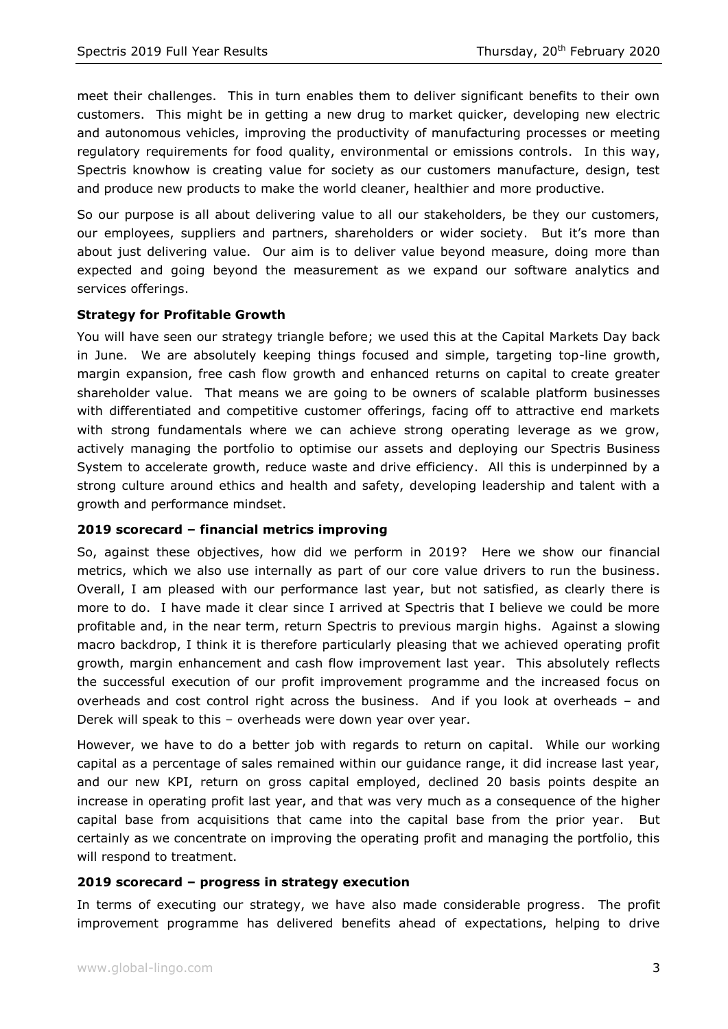meet their challenges. This in turn enables them to deliver significant benefits to their own customers. This might be in getting a new drug to market quicker, developing new electric and autonomous vehicles, improving the productivity of manufacturing processes or meeting regulatory requirements for food quality, environmental or emissions controls. In this way, Spectris knowhow is creating value for society as our customers manufacture, design, test and produce new products to make the world cleaner, healthier and more productive.

So our purpose is all about delivering value to all our stakeholders, be they our customers, our employees, suppliers and partners, shareholders or wider society. But it's more than about just delivering value. Our aim is to deliver value beyond measure, doing more than expected and going beyond the measurement as we expand our software analytics and services offerings.

**Strategy for Profitable Growth**

You will have seen our strategy triangle before; we used this at the Capital Markets Day back in June. We are absolutely keeping things focused and simple, targeting top-line growth, margin expansion, free cash flow growth and enhanced returns on capital to create greater shareholder value. That means we are going to be owners of scalable platform businesses with differentiated and competitive customer offerings, facing off to attractive end markets with strong fundamentals where we can achieve strong operating leverage as we grow, actively managing the portfolio to optimise our assets and deploying our Spectris Business System to accelerate growth, reduce waste and drive efficiency. All this is underpinned by a strong culture around ethics and health and safety, developing leadership and talent with a growth and performance mindset.

**2019 scorecard – financial metrics improving**

So, against these objectives, how did we perform in 2019? Here we show our financial metrics, which we also use internally as part of our core value drivers to run the business. Overall, I am pleased with our performance last year, but not satisfied, as clearly there is more to do. I have made it clear since I arrived at Spectris that I believe we could be more profitable and, in the near term, return Spectris to previous margin highs. Against a slowing macro backdrop, I think it is therefore particularly pleasing that we achieved operating profit growth, margin enhancement and cash flow improvement last year. This absolutely reflects the successful execution of our profit improvement programme and the increased focus on overheads and cost control right across the business. And if you look at overheads – and Derek will speak to this – overheads were down year over year.

However, we have to do a better job with regards to return on capital. While our working capital as a percentage of sales remained within our guidance range, it did increase last year, and our new KPI, return on gross capital employed, declined 20 basis points despite an increase in operating profit last year, and that was very much as a consequence of the higher capital base from acquisitions that came into the capital base from the prior year. But certainly as we concentrate on improving the operating profit and managing the portfolio, this will respond to treatment.

**2019 scorecard – progress in strategy execution**

In terms of executing our strategy, we have also made considerable progress. The profit improvement programme has delivered benefits ahead of expectations, helping to drive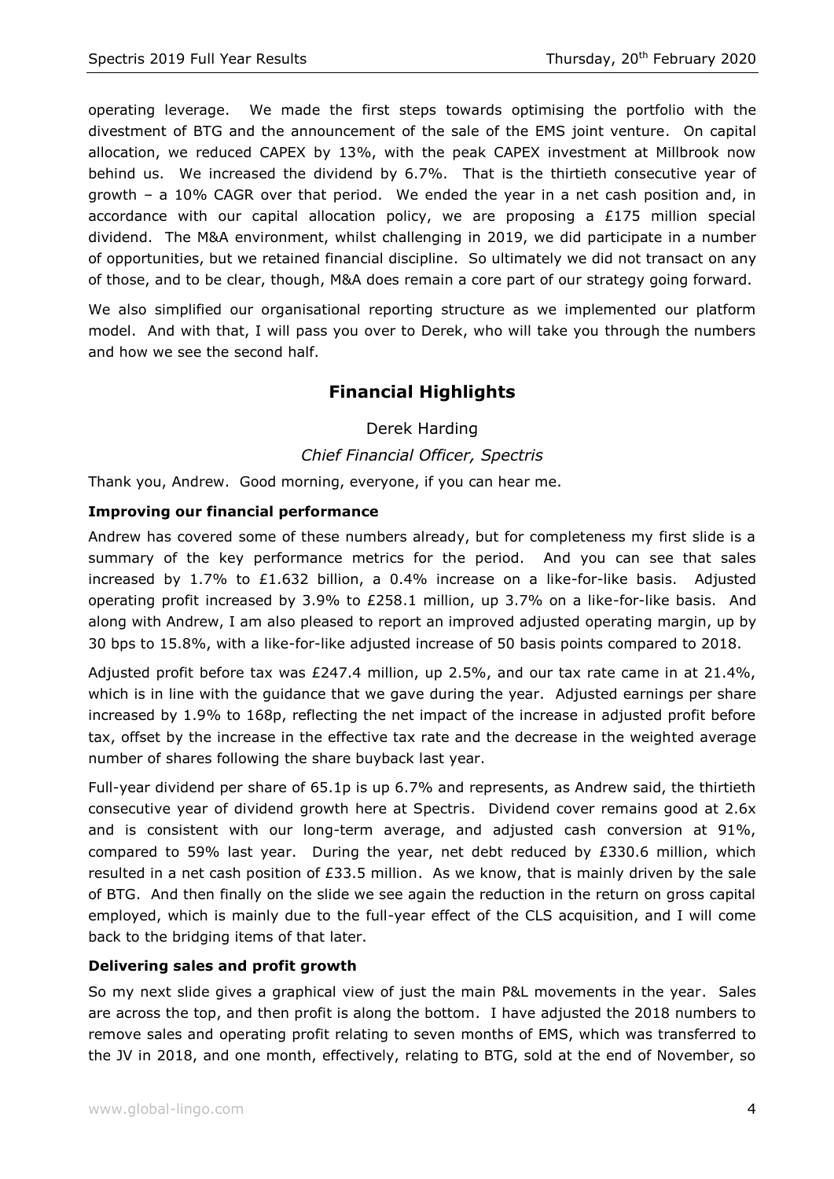operating leverage. We made the first steps towards optimising the portfolio with the divestment of BTG and the announcement of the sale of the EMS joint venture. On capital allocation, we reduced CAPEX by 13%, with the peak CAPEX investment at Millbrook now behind us. We increased the dividend by 6.7%. That is the thirtieth consecutive year of growth – a 10% CAGR over that period. We ended the year in a net cash position and, in accordance with our capital allocation policy, we are proposing a £175 million special dividend. The M&A environment, whilst challenging in 2019, we did participate in a number of opportunities, but we retained financial discipline. So ultimately we did not transact on any of those, and to be clear, though, M&A does remain a core part of our strategy going forward.

We also simplified our organisational reporting structure as we implemented our platform model. And with that, I will pass you over to Derek, who will take you through the numbers and how we see the second half.

## Financial Highlights

Derek Harding

*Chief Financial Officer, Spectris*

Thank you, Andrew. Good morning, everyone, if you can hear me.

**Improving our financial performance**

Andrew has covered some of these numbers already, but for completeness my first slide is a summary of the key performance metrics for the period. And you can see that sales increased by 1.7% to £1.632 billion, a 0.4% increase on a like-for-like basis. Adjusted operating profit increased by 3.9% to £258.1 million, up 3.7% on a like-for-like basis. And along with Andrew, I am also pleased to report an improved adjusted operating margin, up by 30 bps to 15.8%, with a like-for-like adjusted increase of 50 basis points compared to 2018.

Adjusted profit before tax was £247.4 million, up 2.5%, and our tax rate came in at 21.4%, which is in line with the guidance that we gave during the year. Adjusted earnings per share increased by 1.9% to 168p, reflecting the net impact of the increase in adjusted profit before tax, offset by the increase in the effective tax rate and the decrease in the weighted average number of shares following the share buyback last year.

Full-year dividend per share of 65.1p is up 6.7% and represents, as Andrew said, the thirtieth consecutive year of dividend growth here at Spectris. Dividend cover remains good at 2.6x and is consistent with our long-term average, and adjusted cash conversion at 91%, compared to 59% last year. During the year, net debt reduced by £330.6 million, which resulted in a net cash position of £33.5 million. As we know, that is mainly driven by the sale of BTG. And then finally on the slide we see again the reduction in the return on gross capital employed, which is mainly due to the full-year effect of the CLS acquisition, and I will come back to the bridging items of that later.

**Delivering sales and profit growth**

So my next slide gives a graphical view of just the main P&L movements in the year. Sales are across the top, and then profit is along the bottom. I have adjusted the 2018 numbers to remove sales and operating profit relating to seven months of EMS, which was transferred to the JV in 2018, and one month, effectively, relating to BTG, sold at the end of November, so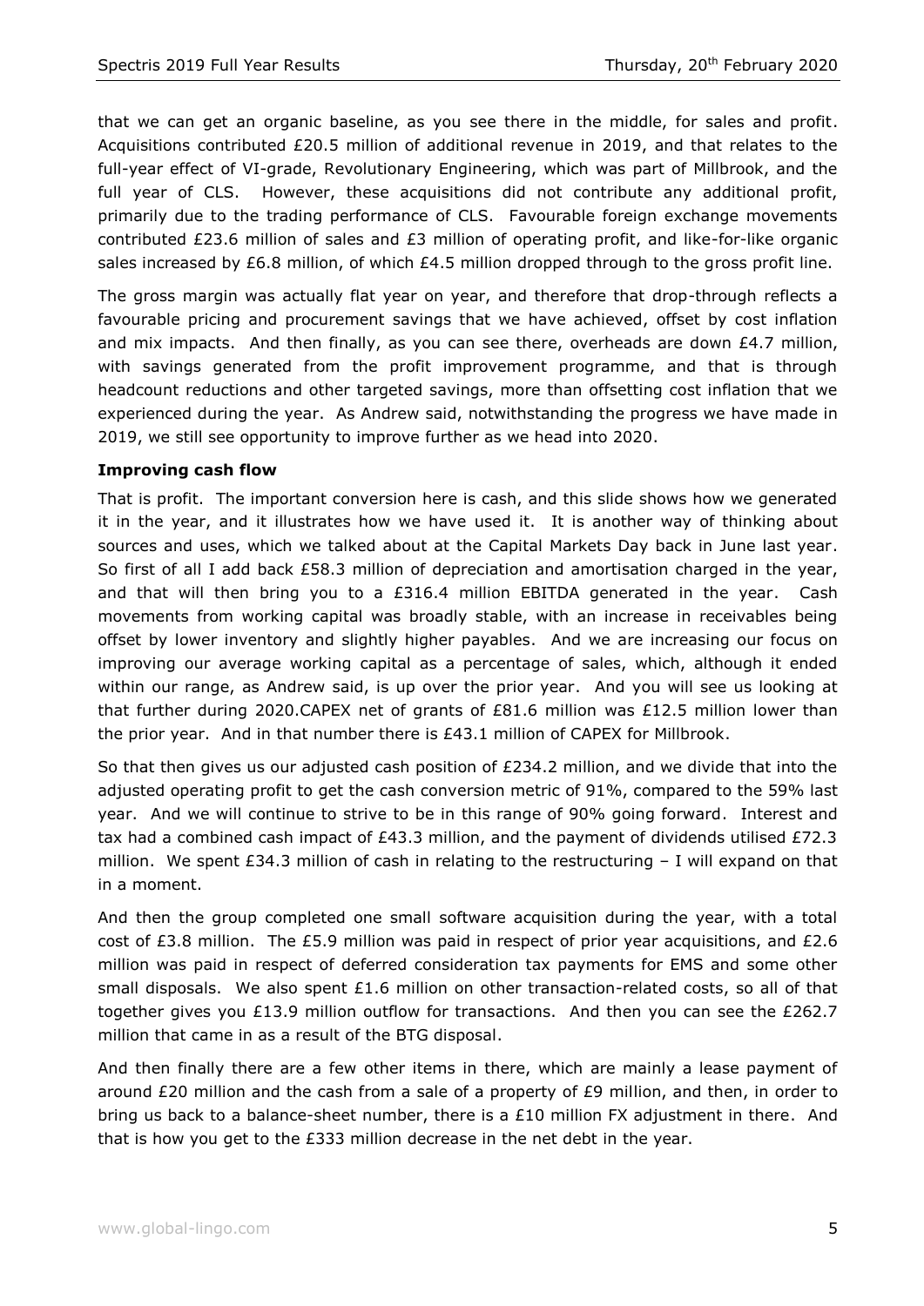that we can get an organic baseline, as you see there in the middle, for sales and profit. Acquisitions contributed £20.5 million of additional revenue in 2019, and that relates to the full-year effect of VI-grade, Revolutionary Engineering, which was part of Millbrook, and the full year of CLS. However, these acquisitions did not contribute any additional profit, primarily due to the trading performance of CLS. Favourable foreign exchange movements contributed £23.6 million of sales and £3 million of operating profit, and like-for-like organic sales increased by £6.8 million, of which £4.5 million dropped through to the gross profit line.

The gross margin was actually flat year on year, and therefore that drop-through reflects a favourable pricing and procurement savings that we have achieved, offset by cost inflation and mix impacts. And then finally, as you can see there, overheads are down £4.7 million, with savings generated from the profit improvement programme, and that is through headcount reductions and other targeted savings, more than offsetting cost inflation that we experienced during the year. As Andrew said, notwithstanding the progress we have made in 2019, we still see opportunity to improve further as we head into 2020.

**Improving cash flow**

That is profit. The important conversion here is cash, and this slide shows how we generated it in the year, and it illustrates how we have used it. It is another way of thinking about sources and uses, which we talked about at the Capital Markets Day back in June last year. So first of all I add back £58.3 million of depreciation and amortisation charged in the year, and that will then bring you to a £316.4 million EBITDA generated in the year. Cash movements from working capital was broadly stable, with an increase in receivables being offset by lower inventory and slightly higher payables. And we are increasing our focus on improving our average working capital as a percentage of sales, which, although it ended within our range, as Andrew said, is up over the prior year. And you will see us looking at that further during 2020.CAPEX net of grants of £81.6 million was £12.5 million lower than the prior year. And in that number there is £43.1 million of CAPEX for Millbrook.

So that then gives us our adjusted cash position of £234.2 million, and we divide that into the adjusted operating profit to get the cash conversion metric of 91%, compared to the 59% last year. And we will continue to strive to be in this range of 90% going forward. Interest and tax had a combined cash impact of £43.3 million, and the payment of dividends utilised £72.3 million. We spent £34.3 million of cash in relating to the restructuring – I will expand on that in a moment.

And then the group completed one small software acquisition during the year, with a total cost of £3.8 million. The £5.9 million was paid in respect of prior year acquisitions, and £2.6 million was paid in respect of deferred consideration tax payments for EMS and some other small disposals. We also spent £1.6 million on other transaction-related costs, so all of that together gives you £13.9 million outflow for transactions. And then you can see the £262.7 million that came in as a result of the BTG disposal.

And then finally there are a few other items in there, which are mainly a lease payment of around £20 million and the cash from a sale of a property of £9 million, and then, in order to bring us back to a balance-sheet number, there is a £10 million FX adjustment in there. And that is how you get to the £333 million decrease in the net debt in the year.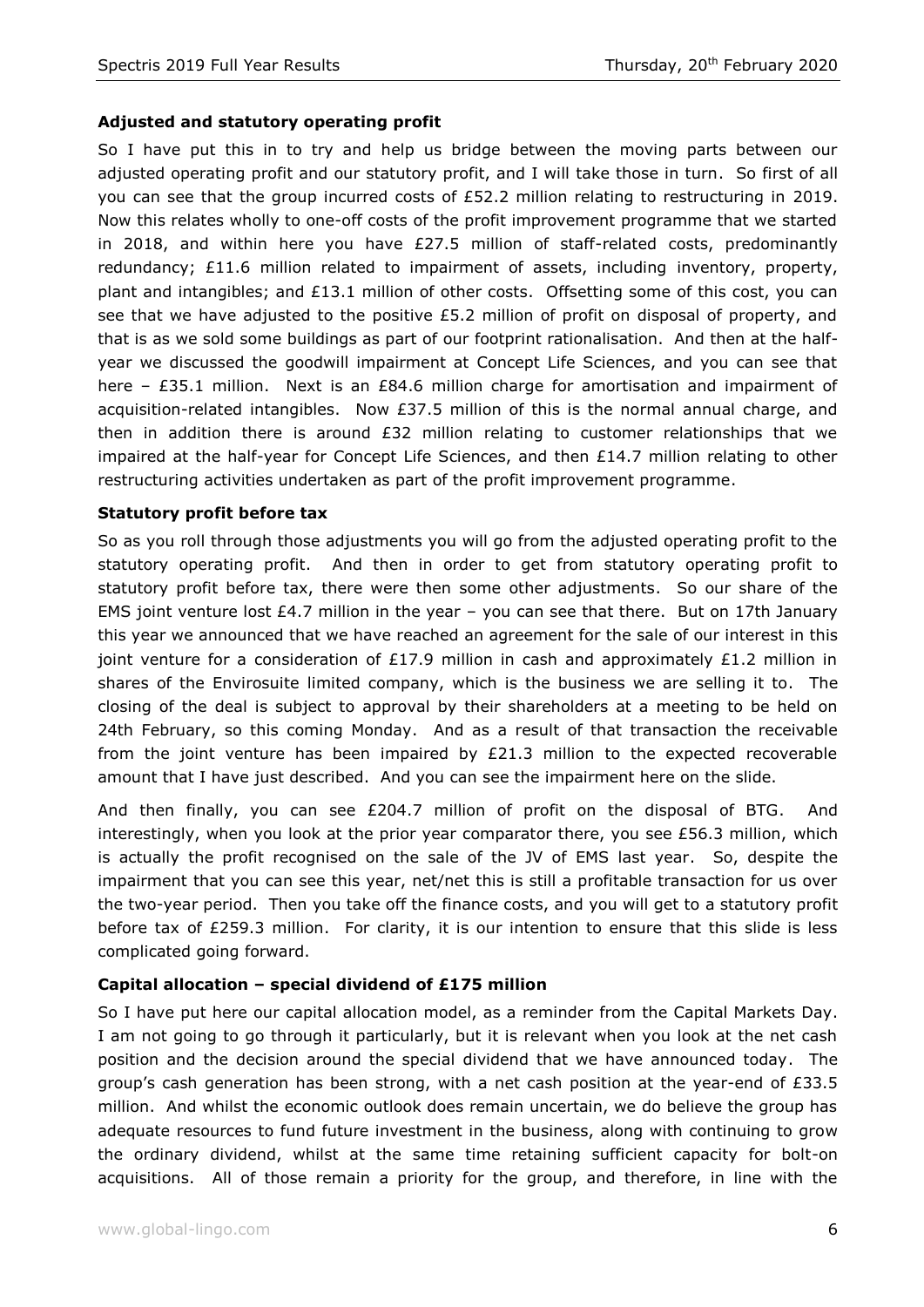### Adjusted and statutory operating profit

So I have put this in to try and help us bridge between the moving parts between our adjusted operating profit and our statutory profit, and I will take those in turn. So first of all you can see that the group incurred costs of £52.2 million relating to restructuring in 2019. Now this relates wholly to one-off costs of the profit improvement programme that we started in 2018, and within here you have £27.5 million of staff-related costs, predominantly redundancy; £11.6 million related to impairment of assets, including inventory, property, plant and intangibles; and £13.1 million of other costs. Offsetting some of this cost, you can see that we have adjusted to the positive £5.2 million of profit on disposal of property, and that is as we sold some buildings as part of our footprint rationalisation. And then at the half-year we discussed the goodwill impairment at Concept Life Sciences, and you can see that here – £35.1 million. Next is an £84.6 million charge for amortisation and impairment of acquisition-related intangibles. Now £37.5 million of this is the normal annual charge, and then in addition there is around £32 million relating to customer relationships that we impaired at the half-year for Concept Life Sciences, and then £14.7 million relating to other restructuring activities undertaken as part of the profit improvement programme.

### Statutory profit before tax

So as you roll through those adjustments you will go from the adjusted operating profit to the statutory operating profit. And then in order to get from statutory operating profit to statutory profit before tax, there were then some other adjustments. So our share of the EMS joint venture lost £4.7 million in the year – you can see that there. But on 17th January this year we announced that we have reached an agreement for the sale of our interest in this joint venture for a consideration of £17.9 million in cash and approximately £1.2 million in shares of the Envirosuite limited company, which is the business we are selling it to. The closing of the deal is subject to approval by their shareholders at a meeting to be held on 24th February, so this coming Monday. And as a result of that transaction the receivable from the joint venture has been impaired by £21.3 million to the expected recoverable amount that I have just described. And you can see the impairment here on the slide.

And then finally, you can see £204.7 million of profit on the disposal of BTG. And interestingly, when you look at the prior year comparator there, you see £56.3 million, which is actually the profit recognised on the sale of the JV of EMS last year. So, despite the impairment that you can see this year, net/net this is still a profitable transaction for us over the two-year period. Then you take off the finance costs, and you will get to a statutory profit before tax of £259.3 million. For clarity, it is our intention to ensure that this slide is less complicated going forward.

### Capital allocation – special dividend of £175 million

So I have put here our capital allocation model, as a reminder from the Capital Markets Day. I am not going to go through it particularly, but it is relevant when you look at the net cash position and the decision around the special dividend that we have announced today. The group's cash generation has been strong, with a net cash position at the year-end of £33.5 million. And whilst the economic outlook does remain uncertain, we do believe the group has adequate resources to fund future investment in the business, along with continuing to grow the ordinary dividend, whilst at the same time retaining sufficient capacity for bolt-on acquisitions. All of those remain a priority for the group, and therefore, in line with the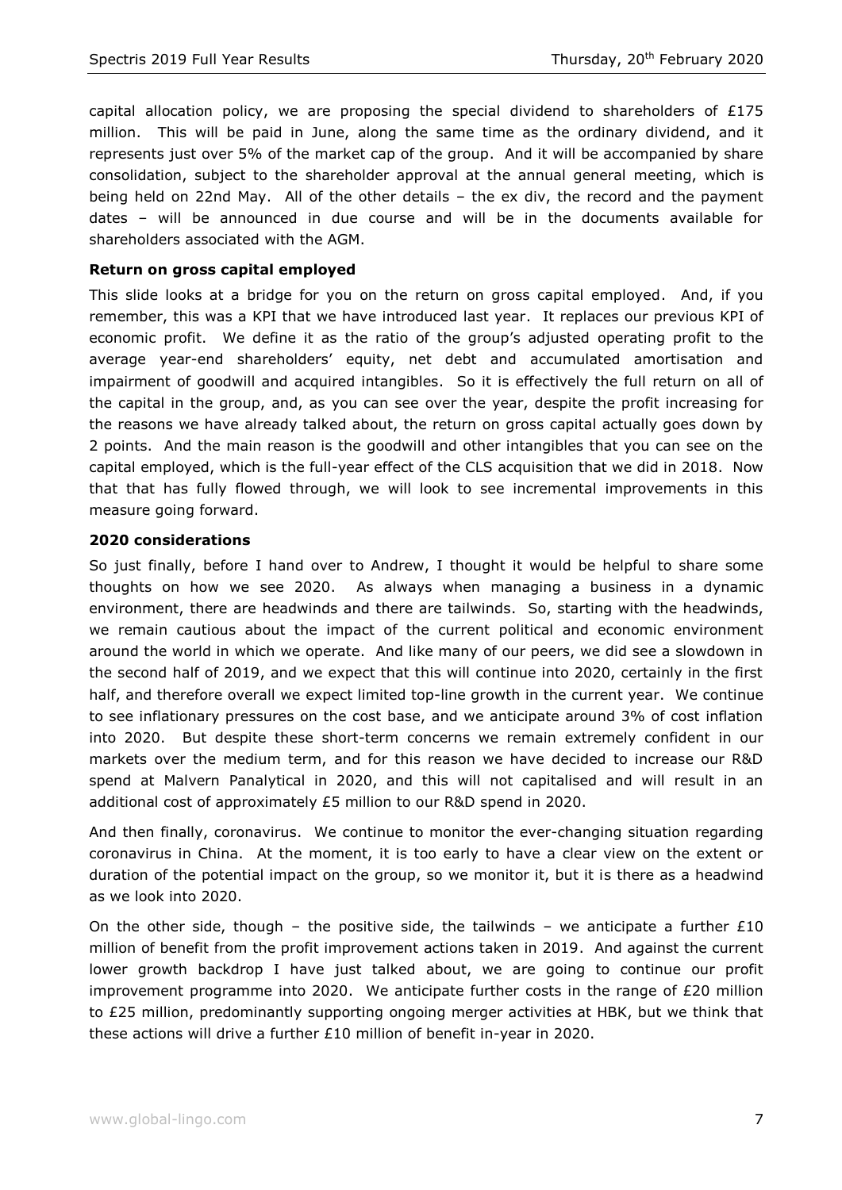capital allocation policy, we are proposing the special dividend to shareholders of £175 million. This will be paid in June, along the same time as the ordinary dividend, and it represents just over 5% of the market cap of the group. And it will be accompanied by share consolidation, subject to the shareholder approval at the annual general meeting, which is being held on 22nd May. All of the other details – the ex div, the record and the payment dates – will be announced in due course and will be in the documents available for shareholders associated with the AGM.

**Return on gross capital employed**

This slide looks at a bridge for you on the return on gross capital employed. And, if you remember, this was a KPI that we have introduced last year. It replaces our previous KPI of economic profit. We define it as the ratio of the group's adjusted operating profit to the average year-end shareholders' equity, net debt and accumulated amortisation and impairment of goodwill and acquired intangibles. So it is effectively the full return on all of the capital in the group, and, as you can see over the year, despite the profit increasing for the reasons we have already talked about, the return on gross capital actually goes down by 2 points. And the main reason is the goodwill and other intangibles that you can see on the capital employed, which is the full-year effect of the CLS acquisition that we did in 2018. Now that that has fully flowed through, we will look to see incremental improvements in this measure going forward.

**2020 considerations**

So just finally, before I hand over to Andrew, I thought it would be helpful to share some thoughts on how we see 2020. As always when managing a business in a dynamic environment, there are headwinds and there are tailwinds. So, starting with the headwinds, we remain cautious about the impact of the current political and economic environment around the world in which we operate. And like many of our peers, we did see a slowdown in the second half of 2019, and we expect that this will continue into 2020, certainly in the first half, and therefore overall we expect limited top-line growth in the current year. We continue to see inflationary pressures on the cost base, and we anticipate around 3% of cost inflation into 2020. But despite these short-term concerns we remain extremely confident in our markets over the medium term, and for this reason we have decided to increase our R&D spend at Malvern Panalytical in 2020, and this will not capitalised and will result in an additional cost of approximately £5 million to our R&D spend in 2020.

And then finally, coronavirus. We continue to monitor the ever-changing situation regarding coronavirus in China. At the moment, it is too early to have a clear view on the extent or duration of the potential impact on the group, so we monitor it, but it is there as a headwind as we look into 2020.

On the other side, though – the positive side, the tailwinds – we anticipate a further £10 million of benefit from the profit improvement actions taken in 2019. And against the current lower growth backdrop I have just talked about, we are going to continue our profit improvement programme into 2020. We anticipate further costs in the range of £20 million to £25 million, predominantly supporting ongoing merger activities at HBK, but we think that these actions will drive a further £10 million of benefit in-year in 2020.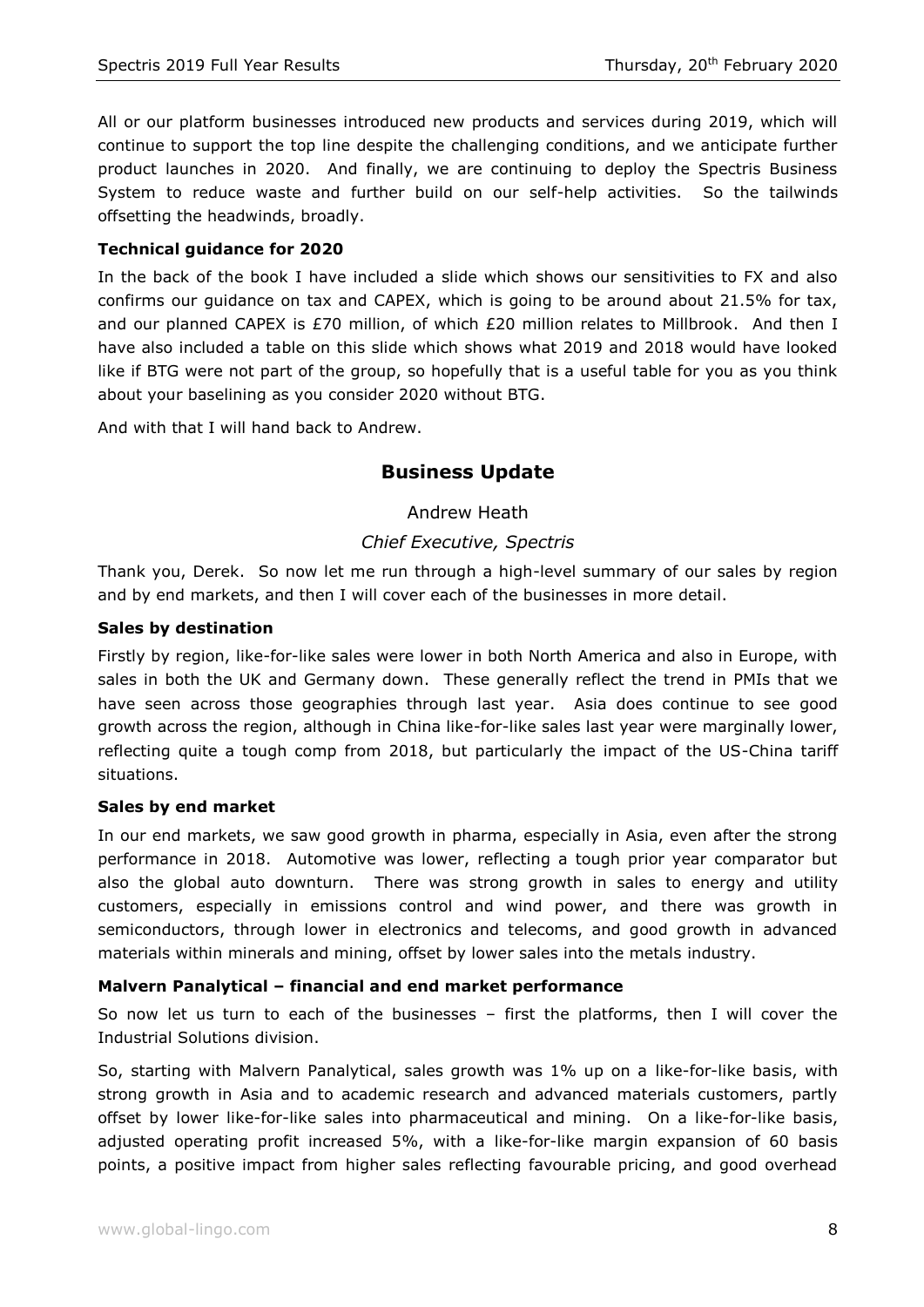All or our platform businesses introduced new products and services during 2019, which will continue to support the top line despite the challenging conditions, and we anticipate further product launches in 2020. And finally, we are continuing to deploy the Spectris Business System to reduce waste and further build on our self-help activities. So the tailwinds offsetting the headwinds, broadly.

**Technical guidance for 2020**

In the back of the book I have included a slide which shows our sensitivities to FX and also confirms our guidance on tax and CAPEX, which is going to be around about 21.5% for tax, and our planned CAPEX is £70 million, of which £20 million relates to Millbrook. And then I have also included a table on this slide which shows what 2019 and 2018 would have looked like if BTG were not part of the group, so hopefully that is a useful table for you as you think about your baselining as you consider 2020 without BTG.

And with that I will hand back to Andrew.

## Business Update

Andrew Heath

*Chief Executive, Spectris*

Thank you, Derek. So now let me run through a high-level summary of our sales by region and by end markets, and then I will cover each of the businesses in more detail.

**Sales by destination**

Firstly by region, like-for-like sales were lower in both North America and also in Europe, with sales in both the UK and Germany down. These generally reflect the trend in PMIs that we have seen across those geographies through last year. Asia does continue to see good growth across the region, although in China like-for-like sales last year were marginally lower, reflecting quite a tough comp from 2018, but particularly the impact of the US-China tariff situations.

**Sales by end market**

In our end markets, we saw good growth in pharma, especially in Asia, even after the strong performance in 2018. Automotive was lower, reflecting a tough prior year comparator but also the global auto downturn. There was strong growth in sales to energy and utility customers, especially in emissions control and wind power, and there was growth in semiconductors, through lower in electronics and telecoms, and good growth in advanced materials within minerals and mining, offset by lower sales into the metals industry.

**Malvern Panalytical – financial and end market performance**

So now let us turn to each of the businesses – first the platforms, then I will cover the Industrial Solutions division.

So, starting with Malvern Panalytical, sales growth was 1% up on a like-for-like basis, with strong growth in Asia and to academic research and advanced materials customers, partly offset by lower like-for-like sales into pharmaceutical and mining. On a like-for-like basis, adjusted operating profit increased 5%, with a like-for-like margin expansion of 60 basis points, a positive impact from higher sales reflecting favourable pricing, and good overhead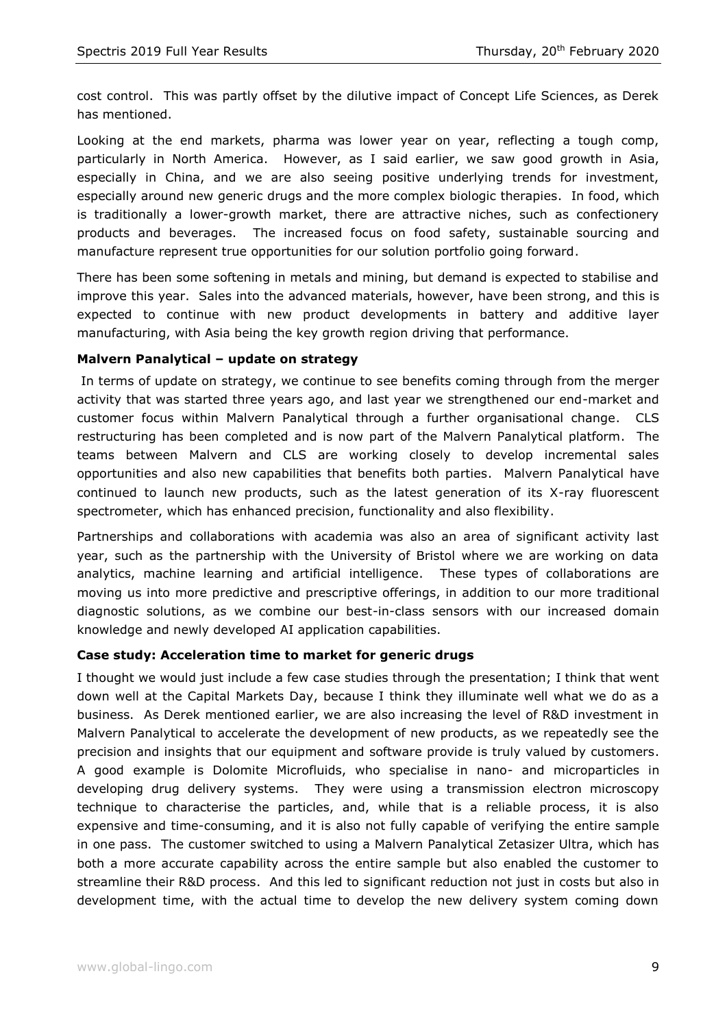cost control. This was partly offset by the dilutive impact of Concept Life Sciences, as Derek has mentioned.

Looking at the end markets, pharma was lower year on year, reflecting a tough comp, particularly in North America. However, as I said earlier, we saw good growth in Asia, especially in China, and we are also seeing positive underlying trends for investment, especially around new generic drugs and the more complex biologic therapies. In food, which is traditionally a lower-growth market, there are attractive niches, such as confectionery products and beverages. The increased focus on food safety, sustainable sourcing and manufacture represent true opportunities for our solution portfolio going forward.

There has been some softening in metals and mining, but demand is expected to stabilise and improve this year. Sales into the advanced materials, however, have been strong, and this is expected to continue with new product developments in battery and additive layer manufacturing, with Asia being the key growth region driving that performance.

**Malvern Panalytical – update on strategy**

In terms of update on strategy, we continue to see benefits coming through from the merger activity that was started three years ago, and last year we strengthened our end-market and customer focus within Malvern Panalytical through a further organisational change. CLS restructuring has been completed and is now part of the Malvern Panalytical platform. The teams between Malvern and CLS are working closely to develop incremental sales opportunities and also new capabilities that benefits both parties. Malvern Panalytical have continued to launch new products, such as the latest generation of its X-ray fluorescent spectrometer, which has enhanced precision, functionality and also flexibility.

Partnerships and collaborations with academia was also an area of significant activity last year, such as the partnership with the University of Bristol where we are working on data analytics, machine learning and artificial intelligence. These types of collaborations are moving us into more predictive and prescriptive offerings, in addition to our more traditional diagnostic solutions, as we combine our best-in-class sensors with our increased domain knowledge and newly developed AI application capabilities.

**Case study: Acceleration time to market for generic drugs**

I thought we would just include a few case studies through the presentation; I think that went down well at the Capital Markets Day, because I think they illuminate well what we do as a business. As Derek mentioned earlier, we are also increasing the level of R&D investment in Malvern Panalytical to accelerate the development of new products, as we repeatedly see the precision and insights that our equipment and software provide is truly valued by customers. A good example is Dolomite Microfluids, who specialise in nano- and microparticles in developing drug delivery systems. They were using a transmission electron microscopy technique to characterise the particles, and, while that is a reliable process, it is also expensive and time-consuming, and it is also not fully capable of verifying the entire sample in one pass. The customer switched to using a Malvern Panalytical Zetasizer Ultra, which has both a more accurate capability across the entire sample but also enabled the customer to streamline their R&D process. And this led to significant reduction not just in costs but also in development time, with the actual time to develop the new delivery system coming down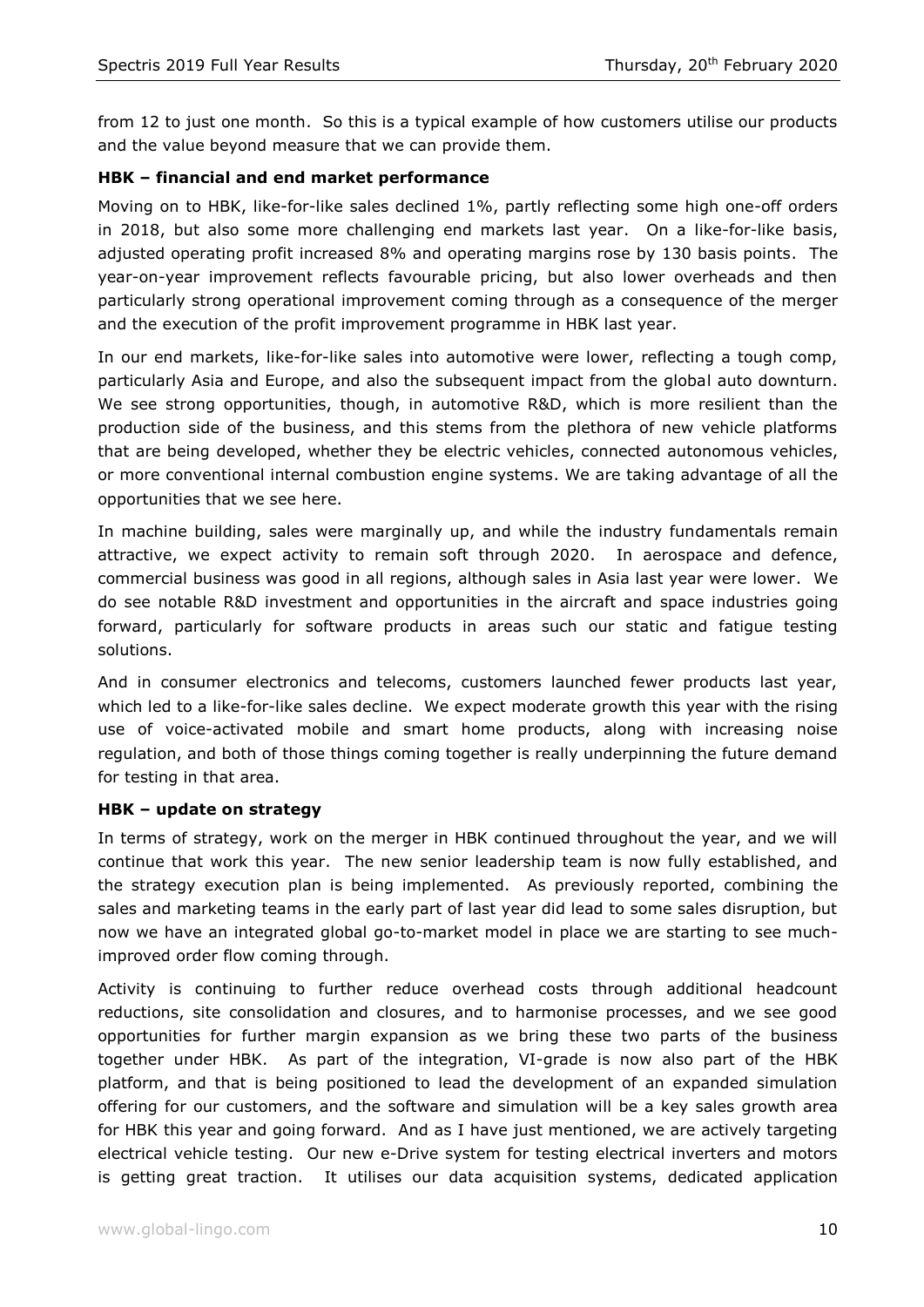from 12 to just one month. So this is a typical example of how customers utilise our products and the value beyond measure that we can provide them.

**HBK – financial and end market performance**

Moving on to HBK, like-for-like sales declined 1%, partly reflecting some high one-off orders in 2018, but also some more challenging end markets last year. On a like-for-like basis, adjusted operating profit increased 8% and operating margins rose by 130 basis points. The year-on-year improvement reflects favourable pricing, but also lower overheads and then particularly strong operational improvement coming through as a consequence of the merger and the execution of the profit improvement programme in HBK last year.

In our end markets, like-for-like sales into automotive were lower, reflecting a tough comp, particularly Asia and Europe, and also the subsequent impact from the global auto downturn. We see strong opportunities, though, in automotive R&D, which is more resilient than the production side of the business, and this stems from the plethora of new vehicle platforms that are being developed, whether they be electric vehicles, connected autonomous vehicles, or more conventional internal combustion engine systems. We are taking advantage of all the opportunities that we see here.

In machine building, sales were marginally up, and while the industry fundamentals remain attractive, we expect activity to remain soft through 2020. In aerospace and defence, commercial business was good in all regions, although sales in Asia last year were lower. We do see notable R&D investment and opportunities in the aircraft and space industries going forward, particularly for software products in areas such our static and fatigue testing solutions.

And in consumer electronics and telecoms, customers launched fewer products last year, which led to a like-for-like sales decline. We expect moderate growth this year with the rising use of voice-activated mobile and smart home products, along with increasing noise regulation, and both of those things coming together is really underpinning the future demand for testing in that area.

**HBK – update on strategy**

In terms of strategy, work on the merger in HBK continued throughout the year, and we will continue that work this year. The new senior leadership team is now fully established, and the strategy execution plan is being implemented. As previously reported, combining the sales and marketing teams in the early part of last year did lead to some sales disruption, but now we have an integrated global go-to-market model in place we are starting to see much-improved order flow coming through.

Activity is continuing to further reduce overhead costs through additional headcount reductions, site consolidation and closures, and to harmonise processes, and we see good opportunities for further margin expansion as we bring these two parts of the business together under HBK. As part of the integration, VI-grade is now also part of the HBK platform, and that is being positioned to lead the development of an expanded simulation offering for our customers, and the software and simulation will be a key sales growth area for HBK this year and going forward. And as I have just mentioned, we are actively targeting electrical vehicle testing. Our new e-Drive system for testing electrical inverters and motors is getting great traction. It utilises our data acquisition systems, dedicated application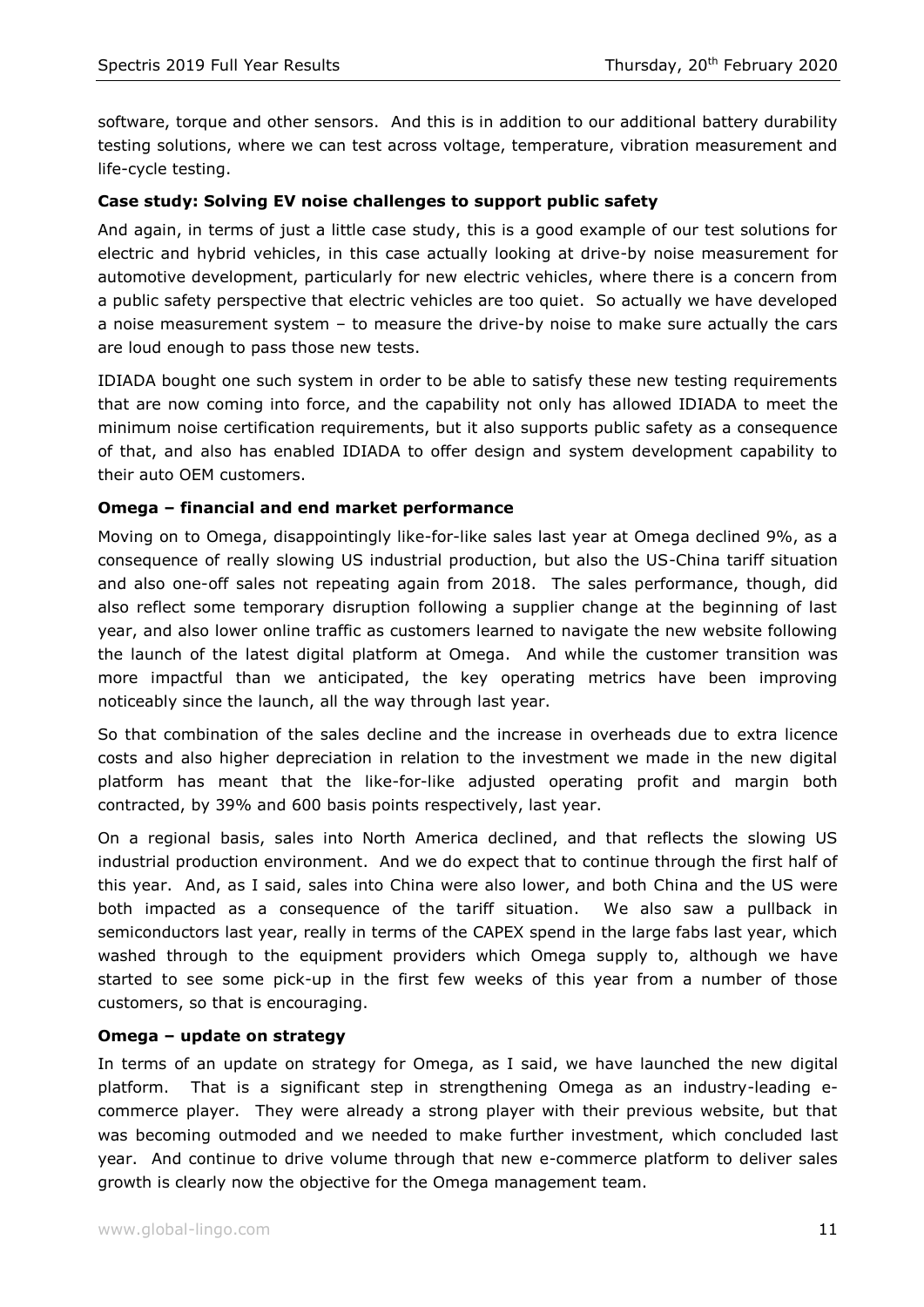software, torque and other sensors. And this is in addition to our additional battery durability testing solutions, where we can test across voltage, temperature, vibration measurement and life-cycle testing.

**Case study: Solving EV noise challenges to support public safety**

And again, in terms of just a little case study, this is a good example of our test solutions for electric and hybrid vehicles, in this case actually looking at drive-by noise measurement for automotive development, particularly for new electric vehicles, where there is a concern from a public safety perspective that electric vehicles are too quiet. So actually we have developed a noise measurement system – to measure the drive-by noise to make sure actually the cars are loud enough to pass those new tests.

IDIADA bought one such system in order to be able to satisfy these new testing requirements that are now coming into force, and the capability not only has allowed IDIADA to meet the minimum noise certification requirements, but it also supports public safety as a consequence of that, and also has enabled IDIADA to offer design and system development capability to their auto OEM customers.

**Omega – financial and end market performance**

Moving on to Omega, disappointingly like-for-like sales last year at Omega declined 9%, as a consequence of really slowing US industrial production, but also the US-China tariff situation and also one-off sales not repeating again from 2018. The sales performance, though, did also reflect some temporary disruption following a supplier change at the beginning of last year, and also lower online traffic as customers learned to navigate the new website following the launch of the latest digital platform at Omega. And while the customer transition was more impactful than we anticipated, the key operating metrics have been improving noticeably since the launch, all the way through last year.

So that combination of the sales decline and the increase in overheads due to extra licence costs and also higher depreciation in relation to the investment we made in the new digital platform has meant that the like-for-like adjusted operating profit and margin both contracted, by 39% and 600 basis points respectively, last year.

On a regional basis, sales into North America declined, and that reflects the slowing US industrial production environment. And we do expect that to continue through the first half of this year. And, as I said, sales into China were also lower, and both China and the US were both impacted as a consequence of the tariff situation. We also saw a pullback in semiconductors last year, really in terms of the CAPEX spend in the large fabs last year, which washed through to the equipment providers which Omega supply to, although we have started to see some pick-up in the first few weeks of this year from a number of those customers, so that is encouraging.

**Omega – update on strategy**

In terms of an update on strategy for Omega, as I said, we have launched the new digital platform. That is a significant step in strengthening Omega as an industry-leading e-commerce player. They were already a strong player with their previous website, but that was becoming outmoded and we needed to make further investment, which concluded last year. And continue to drive volume through that new e-commerce platform to deliver sales growth is clearly now the objective for the Omega management team.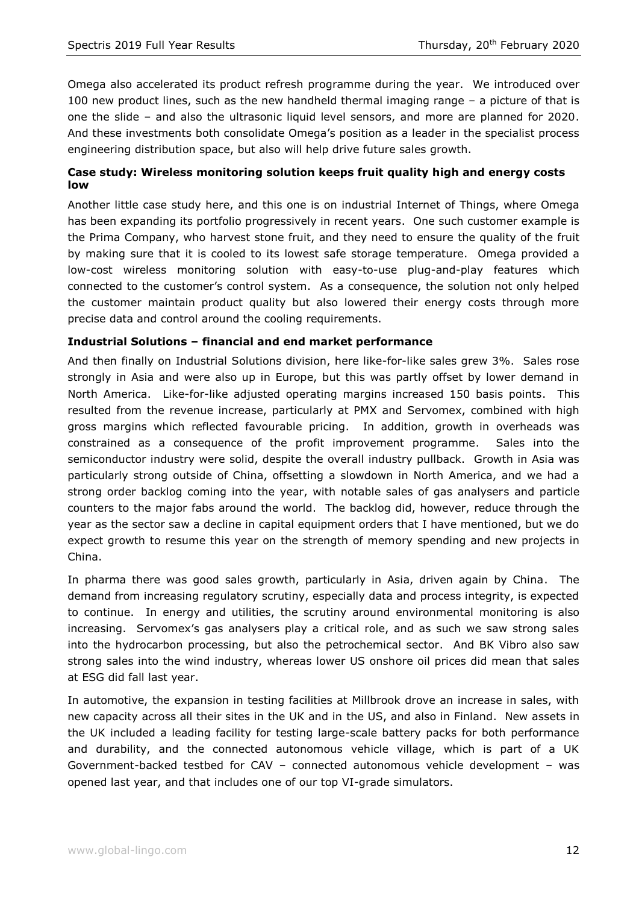Omega also accelerated its product refresh programme during the year. We introduced over 100 new product lines, such as the new handheld thermal imaging range – a picture of that is one the slide – and also the ultrasonic liquid level sensors, and more are planned for 2020. And these investments both consolidate Omega's position as a leader in the specialist process engineering distribution space, but also will help drive future sales growth.

### Case study: Wireless monitoring solution keeps fruit quality high and energy costs low

Another little case study here, and this one is on industrial Internet of Things, where Omega has been expanding its portfolio progressively in recent years. One such customer example is the Prima Company, who harvest stone fruit, and they need to ensure the quality of the fruit by making sure that it is cooled to its lowest safe storage temperature. Omega provided a low-cost wireless monitoring solution with easy-to-use plug-and-play features which connected to the customer's control system. As a consequence, the solution not only helped the customer maintain product quality but also lowered their energy costs through more precise data and control around the cooling requirements.

### Industrial Solutions – financial and end market performance

And then finally on Industrial Solutions division, here like-for-like sales grew 3%. Sales rose strongly in Asia and were also up in Europe, but this was partly offset by lower demand in North America. Like-for-like adjusted operating margins increased 150 basis points. This resulted from the revenue increase, particularly at PMX and Servomex, combined with high gross margins which reflected favourable pricing. In addition, growth in overheads was constrained as a consequence of the profit improvement programme. Sales into the semiconductor industry were solid, despite the overall industry pullback. Growth in Asia was particularly strong outside of China, offsetting a slowdown in North America, and we had a strong order backlog coming into the year, with notable sales of gas analysers and particle counters to the major fabs around the world. The backlog did, however, reduce through the year as the sector saw a decline in capital equipment orders that I have mentioned, but we do expect growth to resume this year on the strength of memory spending and new projects in China.

In pharma there was good sales growth, particularly in Asia, driven again by China. The demand from increasing regulatory scrutiny, especially data and process integrity, is expected to continue. In energy and utilities, the scrutiny around environmental monitoring is also increasing. Servomex's gas analysers play a critical role, and as such we saw strong sales into the hydrocarbon processing, but also the petrochemical sector. And BK Vibro also saw strong sales into the wind industry, whereas lower US onshore oil prices did mean that sales at ESG did fall last year.

In automotive, the expansion in testing facilities at Millbrook drove an increase in sales, with new capacity across all their sites in the UK and in the US, and also in Finland. New assets in the UK included a leading facility for testing large-scale battery packs for both performance and durability, and the connected autonomous vehicle village, which is part of a UK Government-backed testbed for CAV – connected autonomous vehicle development – was opened last year, and that includes one of our top VI-grade simulators.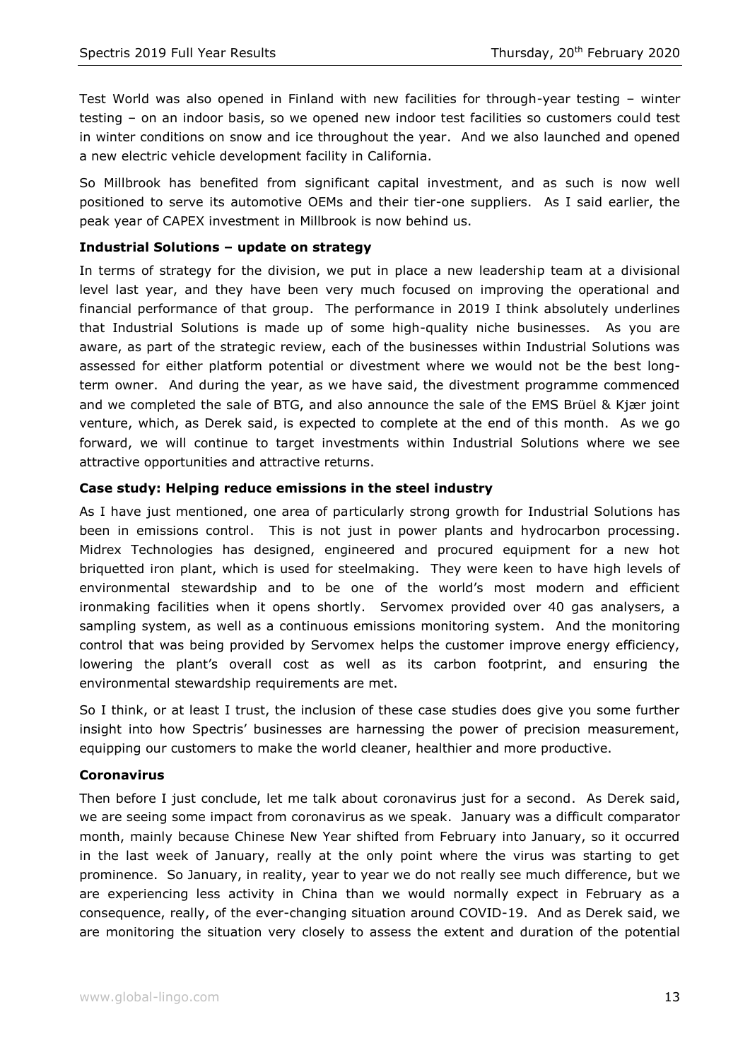Test World was also opened in Finland with new facilities for through-year testing – winter testing – on an indoor basis, so we opened new indoor test facilities so customers could test in winter conditions on snow and ice throughout the year. And we also launched and opened a new electric vehicle development facility in California.

So Millbrook has benefited from significant capital investment, and as such is now well positioned to serve its automotive OEMs and their tier-one suppliers. As I said earlier, the peak year of CAPEX investment in Millbrook is now behind us.

**Industrial Solutions – update on strategy**

In terms of strategy for the division, we put in place a new leadership team at a divisional level last year, and they have been very much focused on improving the operational and financial performance of that group. The performance in 2019 I think absolutely underlines that Industrial Solutions is made up of some high-quality niche businesses. As you are aware, as part of the strategic review, each of the businesses within Industrial Solutions was assessed for either platform potential or divestment where we would not be the best long-term owner. And during the year, as we have said, the divestment programme commenced and we completed the sale of BTG, and also announce the sale of the EMS Brüel & Kjær joint venture, which, as Derek said, is expected to complete at the end of this month. As we go forward, we will continue to target investments within Industrial Solutions where we see attractive opportunities and attractive returns.

**Case study: Helping reduce emissions in the steel industry**

As I have just mentioned, one area of particularly strong growth for Industrial Solutions has been in emissions control. This is not just in power plants and hydrocarbon processing. Midrex Technologies has designed, engineered and procured equipment for a new hot briquetted iron plant, which is used for steelmaking. They were keen to have high levels of environmental stewardship and to be one of the world's most modern and efficient ironmaking facilities when it opens shortly. Servomex provided over 40 gas analysers, a sampling system, as well as a continuous emissions monitoring system. And the monitoring control that was being provided by Servomex helps the customer improve energy efficiency, lowering the plant's overall cost as well as its carbon footprint, and ensuring the environmental stewardship requirements are met.

So I think, or at least I trust, the inclusion of these case studies does give you some further insight into how Spectris' businesses are harnessing the power of precision measurement, equipping our customers to make the world cleaner, healthier and more productive.

**Coronavirus**

Then before I just conclude, let me talk about coronavirus just for a second. As Derek said, we are seeing some impact from coronavirus as we speak. January was a difficult comparator month, mainly because Chinese New Year shifted from February into January, so it occurred in the last week of January, really at the only point where the virus was starting to get prominence. So January, in reality, year to year we do not really see much difference, but we are experiencing less activity in China than we would normally expect in February as a consequence, really, of the ever-changing situation around COVID-19. And as Derek said, we are monitoring the situation very closely to assess the extent and duration of the potential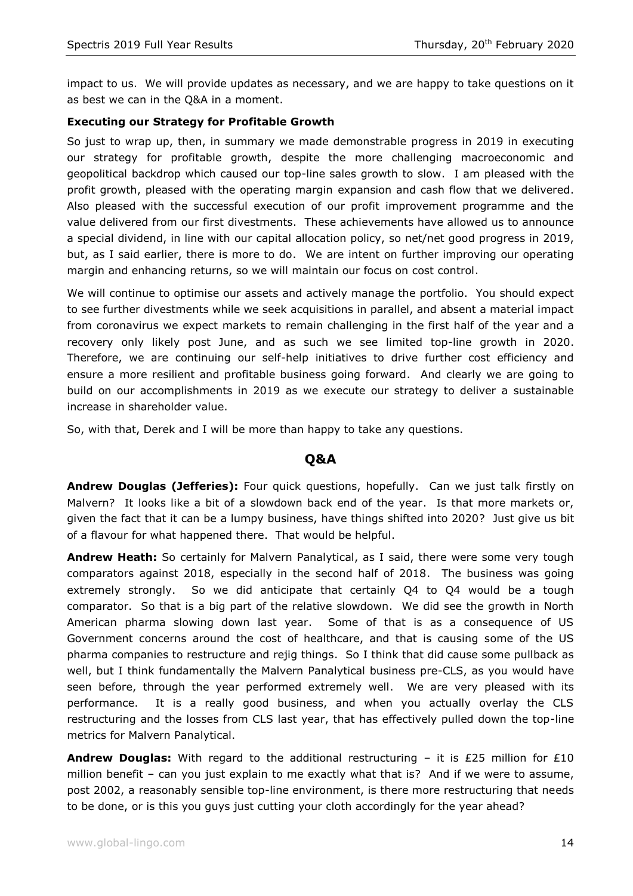impact to us. We will provide updates as necessary, and we are happy to take questions on it as best we can in the Q&A in a moment.

**Executing our Strategy for Profitable Growth**

So just to wrap up, then, in summary we made demonstrable progress in 2019 in executing our strategy for profitable growth, despite the more challenging macroeconomic and geopolitical backdrop which caused our top-line sales growth to slow. I am pleased with the profit growth, pleased with the operating margin expansion and cash flow that we delivered. Also pleased with the successful execution of our profit improvement programme and the value delivered from our first divestments. These achievements have allowed us to announce a special dividend, in line with our capital allocation policy, so net/net good progress in 2019, but, as I said earlier, there is more to do. We are intent on further improving our operating margin and enhancing returns, so we will maintain our focus on cost control.

We will continue to optimise our assets and actively manage the portfolio. You should expect to see further divestments while we seek acquisitions in parallel, and absent a material impact from coronavirus we expect markets to remain challenging in the first half of the year and a recovery only likely post June, and as such we see limited top-line growth in 2020. Therefore, we are continuing our self-help initiatives to drive further cost efficiency and ensure a more resilient and profitable business going forward. And clearly we are going to build on our accomplishments in 2019 as we execute our strategy to deliver a sustainable increase in shareholder value.

So, with that, Derek and I will be more than happy to take any questions.

## Q&A

**Andrew Douglas (Jefferies):** Four quick questions, hopefully. Can we just talk firstly on Malvern? It looks like a bit of a slowdown back end of the year. Is that more markets or, given the fact that it can be a lumpy business, have things shifted into 2020? Just give us bit of a flavour for what happened there. That would be helpful.

**Andrew Heath:** So certainly for Malvern Panalytical, as I said, there were some very tough comparators against 2018, especially in the second half of 2018. The business was going extremely strongly. So we did anticipate that certainly Q4 to Q4 would be a tough comparator. So that is a big part of the relative slowdown. We did see the growth in North American pharma slowing down last year. Some of that is as a consequence of US Government concerns around the cost of healthcare, and that is causing some of the US pharma companies to restructure and rejig things. So I think that did cause some pullback as well, but I think fundamentally the Malvern Panalytical business pre-CLS, as you would have seen before, through the year performed extremely well. We are very pleased with its performance. It is a really good business, and when you actually overlay the CLS restructuring and the losses from CLS last year, that has effectively pulled down the top-line metrics for Malvern Panalytical.

**Andrew Douglas:** With regard to the additional restructuring – it is £25 million for £10 million benefit – can you just explain to me exactly what that is? And if we were to assume, post 2002, a reasonably sensible top-line environment, is there more restructuring that needs to be done, or is this you guys just cutting your cloth accordingly for the year ahead?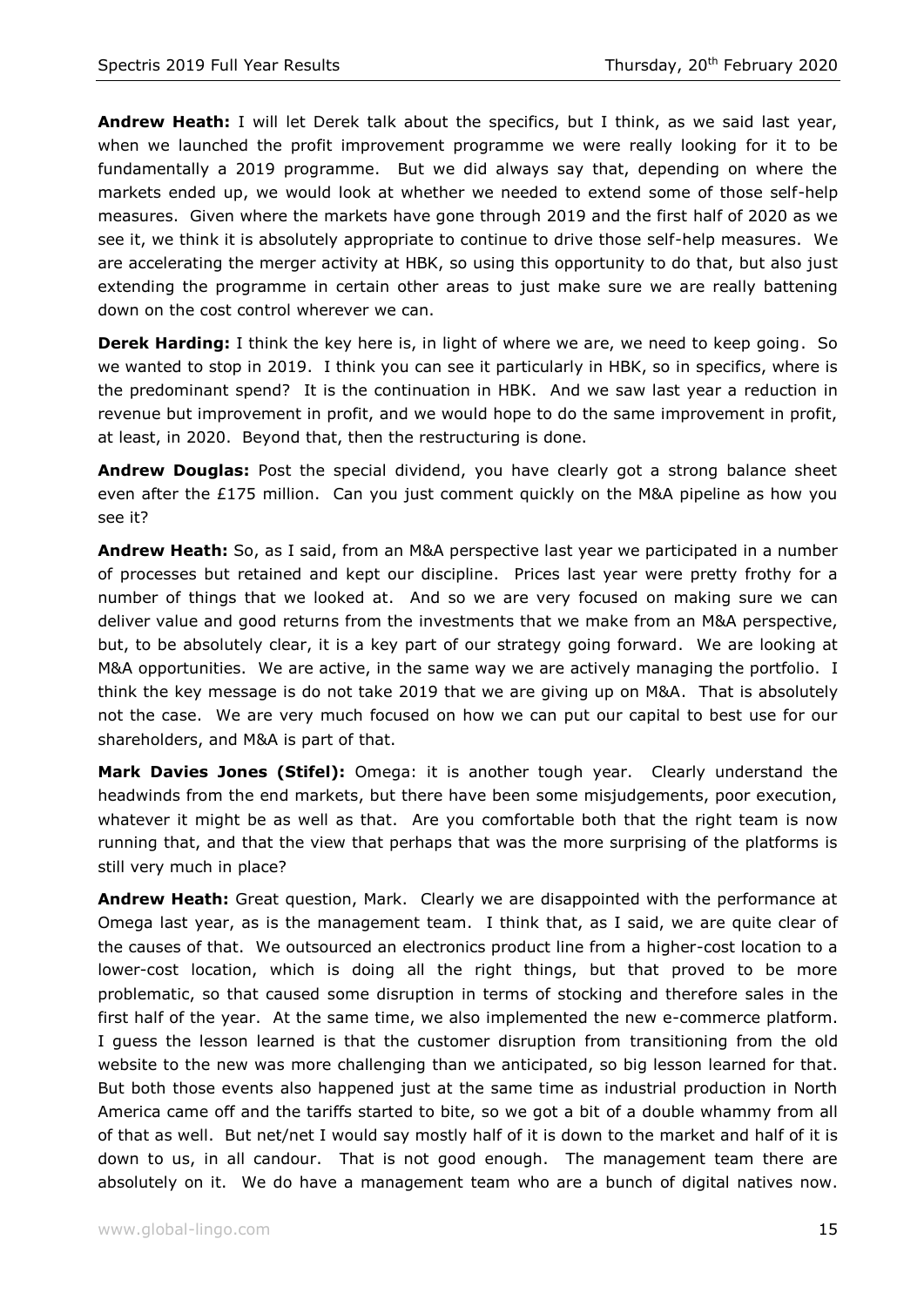**Andrew Heath:** I will let Derek talk about the specifics, but I think, as we said last year, when we launched the profit improvement programme we were really looking for it to be fundamentally a 2019 programme. But we did always say that, depending on where the markets ended up, we would look at whether we needed to extend some of those self-help measures. Given where the markets have gone through 2019 and the first half of 2020 as we see it, we think it is absolutely appropriate to continue to drive those self-help measures. We are accelerating the merger activity at HBK, so using this opportunity to do that, but also just extending the programme in certain other areas to just make sure we are really battening down on the cost control wherever we can.

**Derek Harding:** I think the key here is, in light of where we are, we need to keep going. So we wanted to stop in 2019. I think you can see it particularly in HBK, so in specifics, where is the predominant spend? It is the continuation in HBK. And we saw last year a reduction in revenue but improvement in profit, and we would hope to do the same improvement in profit, at least, in 2020. Beyond that, then the restructuring is done.

**Andrew Douglas:** Post the special dividend, you have clearly got a strong balance sheet even after the £175 million. Can you just comment quickly on the M&A pipeline as how you see it?

**Andrew Heath:** So, as I said, from an M&A perspective last year we participated in a number of processes but retained and kept our discipline. Prices last year were pretty frothy for a number of things that we looked at. And so we are very focused on making sure we can deliver value and good returns from the investments that we make from an M&A perspective, but, to be absolutely clear, it is a key part of our strategy going forward. We are looking at M&A opportunities. We are active, in the same way we are actively managing the portfolio. I think the key message is do not take 2019 that we are giving up on M&A. That is absolutely not the case. We are very much focused on how we can put our capital to best use for our shareholders, and M&A is part of that.

**Mark Davies Jones (Stifel):** Omega: it is another tough year. Clearly understand the headwinds from the end markets, but there have been some misjudgements, poor execution, whatever it might be as well as that. Are you comfortable both that the right team is now running that, and that the view that perhaps that was the more surprising of the platforms is still very much in place?

**Andrew Heath:** Great question, Mark. Clearly we are disappointed with the performance at Omega last year, as is the management team. I think that, as I said, we are quite clear of the causes of that. We outsourced an electronics product line from a higher-cost location to a lower-cost location, which is doing all the right things, but that proved to be more problematic, so that caused some disruption in terms of stocking and therefore sales in the first half of the year. At the same time, we also implemented the new e-commerce platform. I guess the lesson learned is that the customer disruption from transitioning from the old website to the new was more challenging than we anticipated, so big lesson learned for that. But both those events also happened just at the same time as industrial production in North America came off and the tariffs started to bite, so we got a bit of a double whammy from all of that as well. But net/net I would say mostly half of it is down to the market and half of it is down to us, in all candour. That is not good enough. The management team there are absolutely on it. We do have a management team who are a bunch of digital natives now.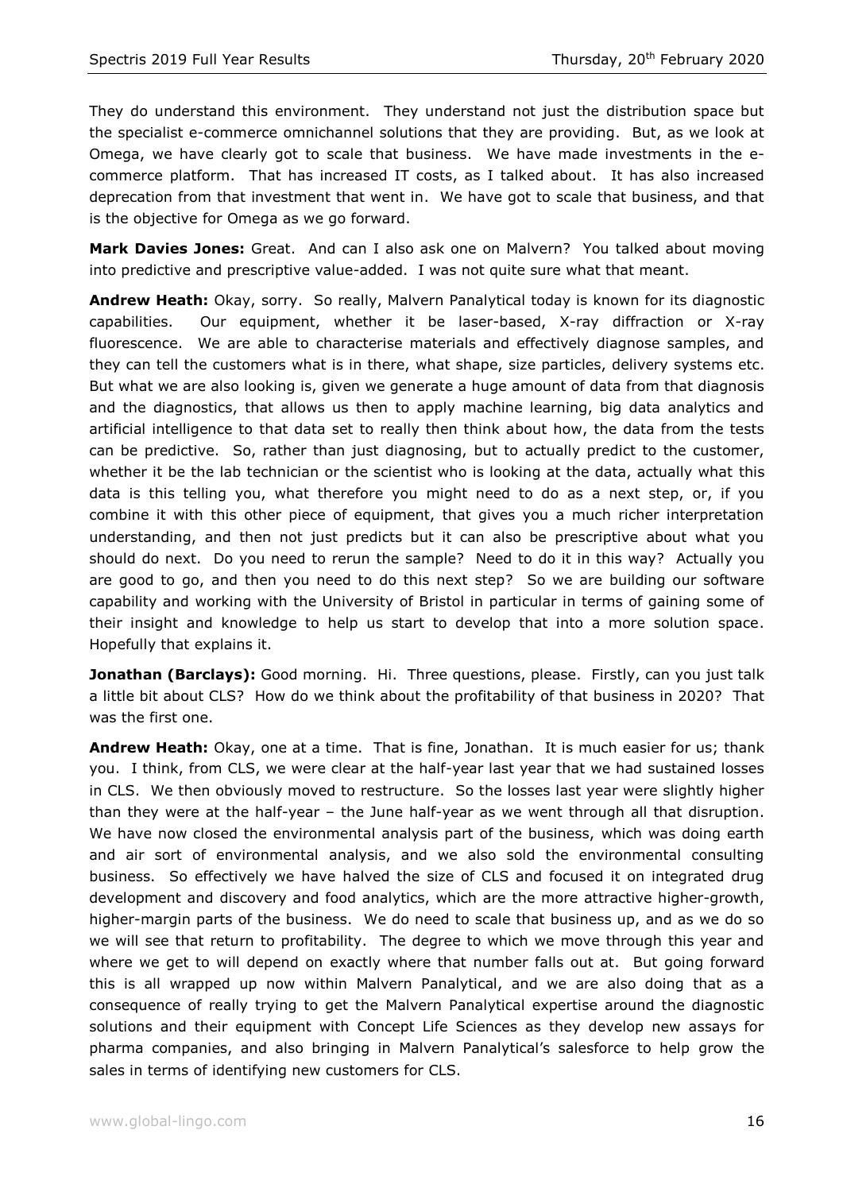They do understand this environment. They understand not just the distribution space but the specialist e-commerce omnichannel solutions that they are providing. But, as we look at Omega, we have clearly got to scale that business. We have made investments in the e-commerce platform. That has increased IT costs, as I talked about. It has also increased deprecation from that investment that went in. We have got to scale that business, and that is the objective for Omega as we go forward.

**Mark Davies Jones:** Great. And can I also ask one on Malvern? You talked about moving into predictive and prescriptive value-added. I was not quite sure what that meant.

**Andrew Heath:** Okay, sorry. So really, Malvern Panalytical today is known for its diagnostic capabilities. Our equipment, whether it be laser-based, X-ray diffraction or X-ray fluorescence. We are able to characterise materials and effectively diagnose samples, and they can tell the customers what is in there, what shape, size particles, delivery systems etc. But what we are also looking is, given we generate a huge amount of data from that diagnosis and the diagnostics, that allows us then to apply machine learning, big data analytics and artificial intelligence to that data set to really then think about how, the data from the tests can be predictive. So, rather than just diagnosing, but to actually predict to the customer, whether it be the lab technician or the scientist who is looking at the data, actually what this data is this telling you, what therefore you might need to do as a next step, or, if you combine it with this other piece of equipment, that gives you a much richer interpretation understanding, and then not just predicts but it can also be prescriptive about what you should do next. Do you need to rerun the sample? Need to do it in this way? Actually you are good to go, and then you need to do this next step? So we are building our software capability and working with the University of Bristol in particular in terms of gaining some of their insight and knowledge to help us start to develop that into a more solution space. Hopefully that explains it.

**Jonathan (Barclays):** Good morning. Hi. Three questions, please. Firstly, can you just talk a little bit about CLS? How do we think about the profitability of that business in 2020? That was the first one.

**Andrew Heath:** Okay, one at a time. That is fine, Jonathan. It is much easier for us; thank you. I think, from CLS, we were clear at the half-year last year that we had sustained losses in CLS. We then obviously moved to restructure. So the losses last year were slightly higher than they were at the half-year – the June half-year as we went through all that disruption. We have now closed the environmental analysis part of the business, which was doing earth and air sort of environmental analysis, and we also sold the environmental consulting business. So effectively we have halved the size of CLS and focused it on integrated drug development and discovery and food analytics, which are the more attractive higher-growth, higher-margin parts of the business. We do need to scale that business up, and as we do so we will see that return to profitability. The degree to which we move through this year and where we get to will depend on exactly where that number falls out at. But going forward this is all wrapped up now within Malvern Panalytical, and we are also doing that as a consequence of really trying to get the Malvern Panalytical expertise around the diagnostic solutions and their equipment with Concept Life Sciences as they develop new assays for pharma companies, and also bringing in Malvern Panalytical's salesforce to help grow the sales in terms of identifying new customers for CLS.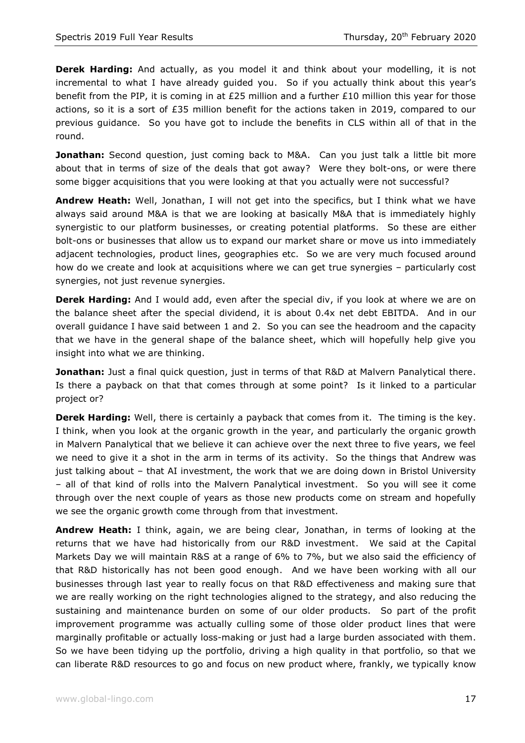**Derek Harding:** And actually, as you model it and think about your modelling, it is not incremental to what I have already guided you. So if you actually think about this year's benefit from the PIP, it is coming in at £25 million and a further £10 million this year for those actions, so it is a sort of £35 million benefit for the actions taken in 2019, compared to our previous guidance. So you have got to include the benefits in CLS within all of that in the round.

**Jonathan:** Second question, just coming back to M&A. Can you just talk a little bit more about that in terms of size of the deals that got away? Were they bolt-ons, or were there some bigger acquisitions that you were looking at that you actually were not successful?

**Andrew Heath:** Well, Jonathan, I will not get into the specifics, but I think what we have always said around M&A is that we are looking at basically M&A that is immediately highly synergistic to our platform businesses, or creating potential platforms. So these are either bolt-ons or businesses that allow us to expand our market share or move us into immediately adjacent technologies, product lines, geographies etc. So we are very much focused around how do we create and look at acquisitions where we can get true synergies – particularly cost synergies, not just revenue synergies.

**Derek Harding:** And I would add, even after the special div, if you look at where we are on the balance sheet after the special dividend, it is about 0.4x net debt EBITDA. And in our overall guidance I have said between 1 and 2. So you can see the headroom and the capacity that we have in the general shape of the balance sheet, which will hopefully help give you insight into what we are thinking.

**Jonathan:** Just a final quick question, just in terms of that R&D at Malvern Panalytical there. Is there a payback on that that comes through at some point? Is it linked to a particular project or?

**Derek Harding:** Well, there is certainly a payback that comes from it. The timing is the key. I think, when you look at the organic growth in the year, and particularly the organic growth in Malvern Panalytical that we believe it can achieve over the next three to five years, we feel we need to give it a shot in the arm in terms of its activity. So the things that Andrew was just talking about – that AI investment, the work that we are doing down in Bristol University – all of that kind of rolls into the Malvern Panalytical investment. So you will see it come through over the next couple of years as those new products come on stream and hopefully we see the organic growth come through from that investment.

**Andrew Heath:** I think, again, we are being clear, Jonathan, in terms of looking at the returns that we have had historically from our R&D investment. We said at the Capital Markets Day we will maintain R&S at a range of 6% to 7%, but we also said the efficiency of that R&D historically has not been good enough. And we have been working with all our businesses through last year to really focus on that R&D effectiveness and making sure that we are really working on the right technologies aligned to the strategy, and also reducing the sustaining and maintenance burden on some of our older products. So part of the profit improvement programme was actually culling some of those older product lines that were marginally profitable or actually loss-making or just had a large burden associated with them. So we have been tidying up the portfolio, driving a high quality in that portfolio, so that we can liberate R&D resources to go and focus on new product where, frankly, we typically know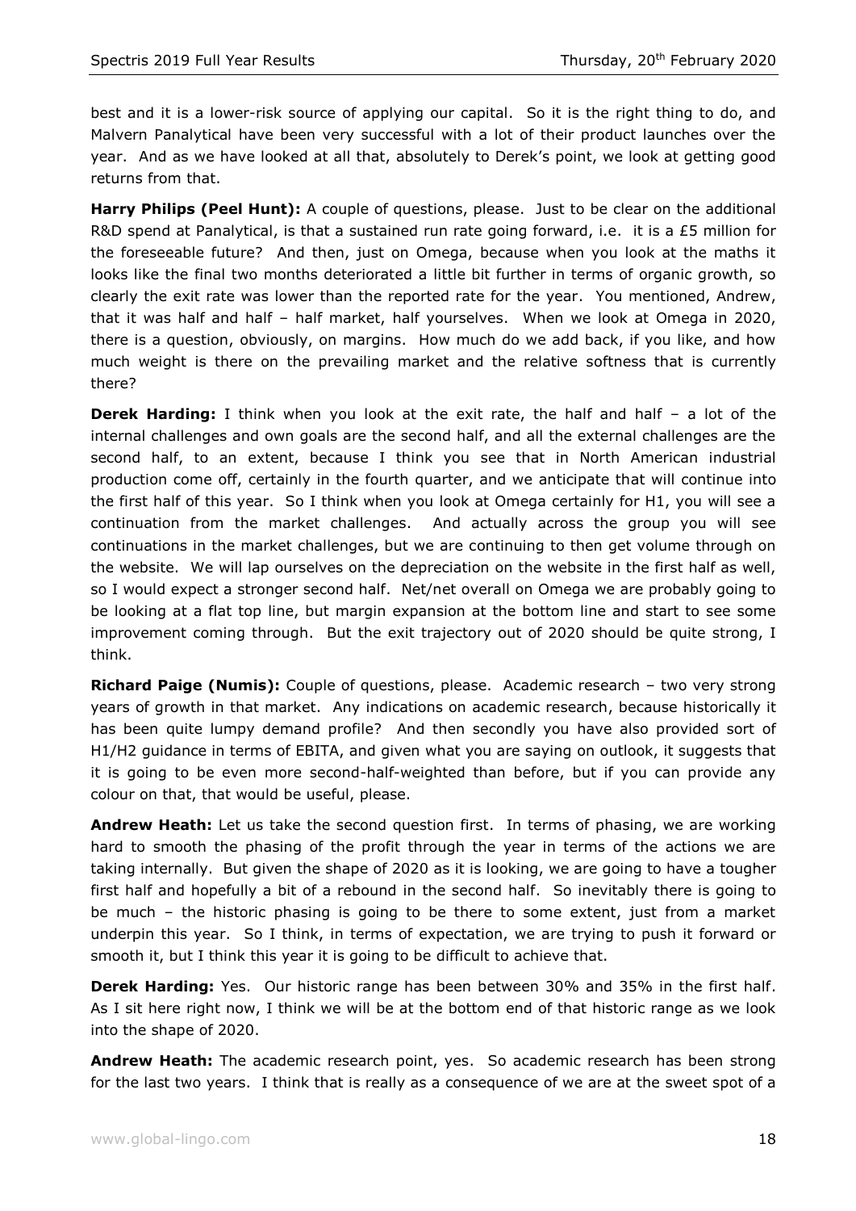best and it is a lower-risk source of applying our capital. So it is the right thing to do, and Malvern Panalytical have been very successful with a lot of their product launches over the year. And as we have looked at all that, absolutely to Derek's point, we look at getting good returns from that.

**Harry Philips (Peel Hunt):** A couple of questions, please. Just to be clear on the additional R&D spend at Panalytical, is that a sustained run rate going forward, i.e. it is a £5 million for the foreseeable future? And then, just on Omega, because when you look at the maths it looks like the final two months deteriorated a little bit further in terms of organic growth, so clearly the exit rate was lower than the reported rate for the year. You mentioned, Andrew, that it was half and half – half market, half yourselves. When we look at Omega in 2020, there is a question, obviously, on margins. How much do we add back, if you like, and how much weight is there on the prevailing market and the relative softness that is currently there?

**Derek Harding:** I think when you look at the exit rate, the half and half – a lot of the internal challenges and own goals are the second half, and all the external challenges are the second half, to an extent, because I think you see that in North American industrial production come off, certainly in the fourth quarter, and we anticipate that will continue into the first half of this year. So I think when you look at Omega certainly for H1, you will see a continuation from the market challenges. And actually across the group you will see continuations in the market challenges, but we are continuing to then get volume through on the website. We will lap ourselves on the depreciation on the website in the first half as well, so I would expect a stronger second half. Net/net overall on Omega we are probably going to be looking at a flat top line, but margin expansion at the bottom line and start to see some improvement coming through. But the exit trajectory out of 2020 should be quite strong, I think.

**Richard Paige (Numis):** Couple of questions, please. Academic research – two very strong years of growth in that market. Any indications on academic research, because historically it has been quite lumpy demand profile? And then secondly you have also provided sort of H1/H2 guidance in terms of EBITA, and given what you are saying on outlook, it suggests that it is going to be even more second-half-weighted than before, but if you can provide any colour on that, that would be useful, please.

**Andrew Heath:** Let us take the second question first. In terms of phasing, we are working hard to smooth the phasing of the profit through the year in terms of the actions we are taking internally. But given the shape of 2020 as it is looking, we are going to have a tougher first half and hopefully a bit of a rebound in the second half. So inevitably there is going to be much – the historic phasing is going to be there to some extent, just from a market underpin this year. So I think, in terms of expectation, we are trying to push it forward or smooth it, but I think this year it is going to be difficult to achieve that.

**Derek Harding:** Yes. Our historic range has been between 30% and 35% in the first half. As I sit here right now, I think we will be at the bottom end of that historic range as we look into the shape of 2020.

**Andrew Heath:** The academic research point, yes. So academic research has been strong for the last two years. I think that is really as a consequence of we are at the sweet spot of a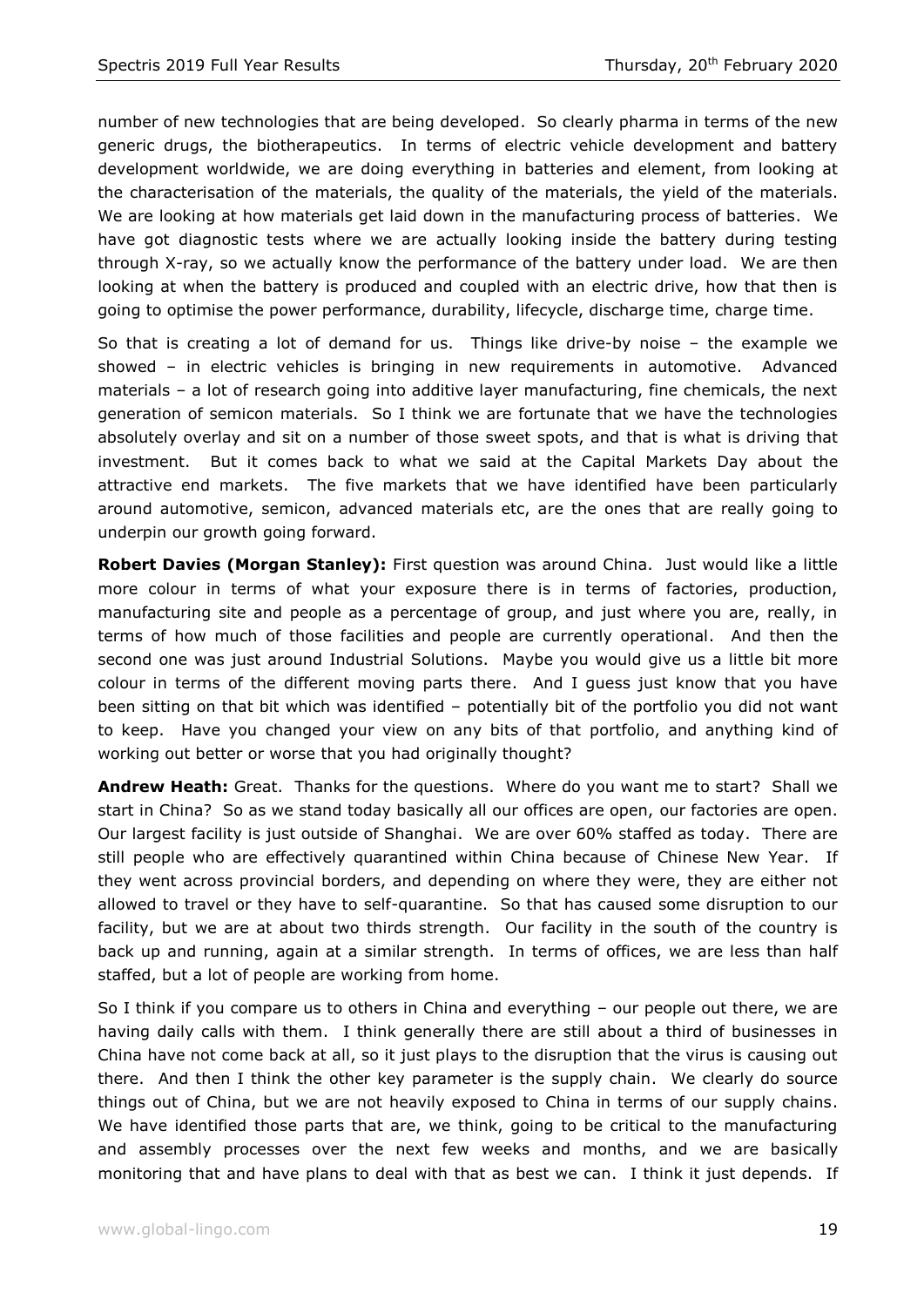number of new technologies that are being developed. So clearly pharma in terms of the new generic drugs, the biotherapeutics. In terms of electric vehicle development and battery development worldwide, we are doing everything in batteries and element, from looking at the characterisation of the materials, the quality of the materials, the yield of the materials. We are looking at how materials get laid down in the manufacturing process of batteries. We have got diagnostic tests where we are actually looking inside the battery during testing through X-ray, so we actually know the performance of the battery under load. We are then looking at when the battery is produced and coupled with an electric drive, how that then is going to optimise the power performance, durability, lifecycle, discharge time, charge time.

So that is creating a lot of demand for us. Things like drive-by noise – the example we showed – in electric vehicles is bringing in new requirements in automotive. Advanced materials – a lot of research going into additive layer manufacturing, fine chemicals, the next generation of semicon materials. So I think we are fortunate that we have the technologies absolutely overlay and sit on a number of those sweet spots, and that is what is driving that investment. But it comes back to what we said at the Capital Markets Day about the attractive end markets. The five markets that we have identified have been particularly around automotive, semicon, advanced materials etc, are the ones that are really going to underpin our growth going forward.

**Robert Davies (Morgan Stanley):** First question was around China. Just would like a little more colour in terms of what your exposure there is in terms of factories, production, manufacturing site and people as a percentage of group, and just where you are, really, in terms of how much of those facilities and people are currently operational. And then the second one was just around Industrial Solutions. Maybe you would give us a little bit more colour in terms of the different moving parts there. And I guess just know that you have been sitting on that bit which was identified – potentially bit of the portfolio you did not want to keep. Have you changed your view on any bits of that portfolio, and anything kind of working out better or worse that you had originally thought?

**Andrew Heath:** Great. Thanks for the questions. Where do you want me to start? Shall we start in China? So as we stand today basically all our offices are open, our factories are open. Our largest facility is just outside of Shanghai. We are over 60% staffed as today. There are still people who are effectively quarantined within China because of Chinese New Year. If they went across provincial borders, and depending on where they were, they are either not allowed to travel or they have to self-quarantine. So that has caused some disruption to our facility, but we are at about two thirds strength. Our facility in the south of the country is back up and running, again at a similar strength. In terms of offices, we are less than half staffed, but a lot of people are working from home.

So I think if you compare us to others in China and everything – our people out there, we are having daily calls with them. I think generally there are still about a third of businesses in China have not come back at all, so it just plays to the disruption that the virus is causing out there. And then I think the other key parameter is the supply chain. We clearly do source things out of China, but we are not heavily exposed to China in terms of our supply chains. We have identified those parts that are, we think, going to be critical to the manufacturing and assembly processes over the next few weeks and months, and we are basically monitoring that and have plans to deal with that as best we can. I think it just depends. If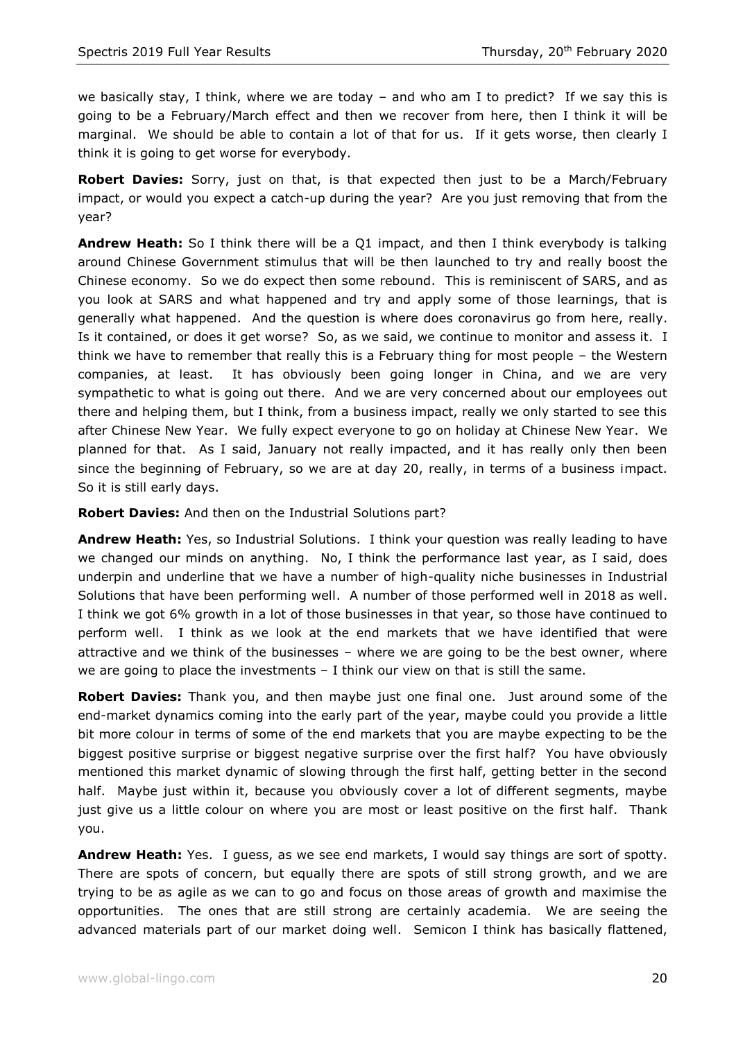we basically stay, I think, where we are today – and who am I to predict? If we say this is going to be a February/March effect and then we recover from here, then I think it will be marginal. We should be able to contain a lot of that for us. If it gets worse, then clearly I think it is going to get worse for everybody.

**Robert Davies:** Sorry, just on that, is that expected then just to be a March/February impact, or would you expect a catch-up during the year? Are you just removing that from the year?

**Andrew Heath:** So I think there will be a Q1 impact, and then I think everybody is talking around Chinese Government stimulus that will be then launched to try and really boost the Chinese economy. So we do expect then some rebound. This is reminiscent of SARS, and as you look at SARS and what happened and try and apply some of those learnings, that is generally what happened. And the question is where does coronavirus go from here, really. Is it contained, or does it get worse? So, as we said, we continue to monitor and assess it. I think we have to remember that really this is a February thing for most people – the Western companies, at least. It has obviously been going longer in China, and we are very sympathetic to what is going out there. And we are very concerned about our employees out there and helping them, but I think, from a business impact, really we only started to see this after Chinese New Year. We fully expect everyone to go on holiday at Chinese New Year. We planned for that. As I said, January not really impacted, and it has really only then been since the beginning of February, so we are at day 20, really, in terms of a business impact. So it is still early days.

**Robert Davies:** And then on the Industrial Solutions part?

**Andrew Heath:** Yes, so Industrial Solutions. I think your question was really leading to have we changed our minds on anything. No, I think the performance last year, as I said, does underpin and underline that we have a number of high-quality niche businesses in Industrial Solutions that have been performing well. A number of those performed well in 2018 as well. I think we got 6% growth in a lot of those businesses in that year, so those have continued to perform well. I think as we look at the end markets that we have identified that were attractive and we think of the businesses – where we are going to be the best owner, where we are going to place the investments – I think our view on that is still the same.

**Robert Davies:** Thank you, and then maybe just one final one. Just around some of the end-market dynamics coming into the early part of the year, maybe could you provide a little bit more colour in terms of some of the end markets that you are maybe expecting to be the biggest positive surprise or biggest negative surprise over the first half? You have obviously mentioned this market dynamic of slowing through the first half, getting better in the second half. Maybe just within it, because you obviously cover a lot of different segments, maybe just give us a little colour on where you are most or least positive on the first half. Thank you.

**Andrew Heath:** Yes. I guess, as we see end markets, I would say things are sort of spotty. There are spots of concern, but equally there are spots of still strong growth, and we are trying to be as agile as we can to go and focus on those areas of growth and maximise the opportunities. The ones that are still strong are certainly academia. We are seeing the advanced materials part of our market doing well. Semicon I think has basically flattened,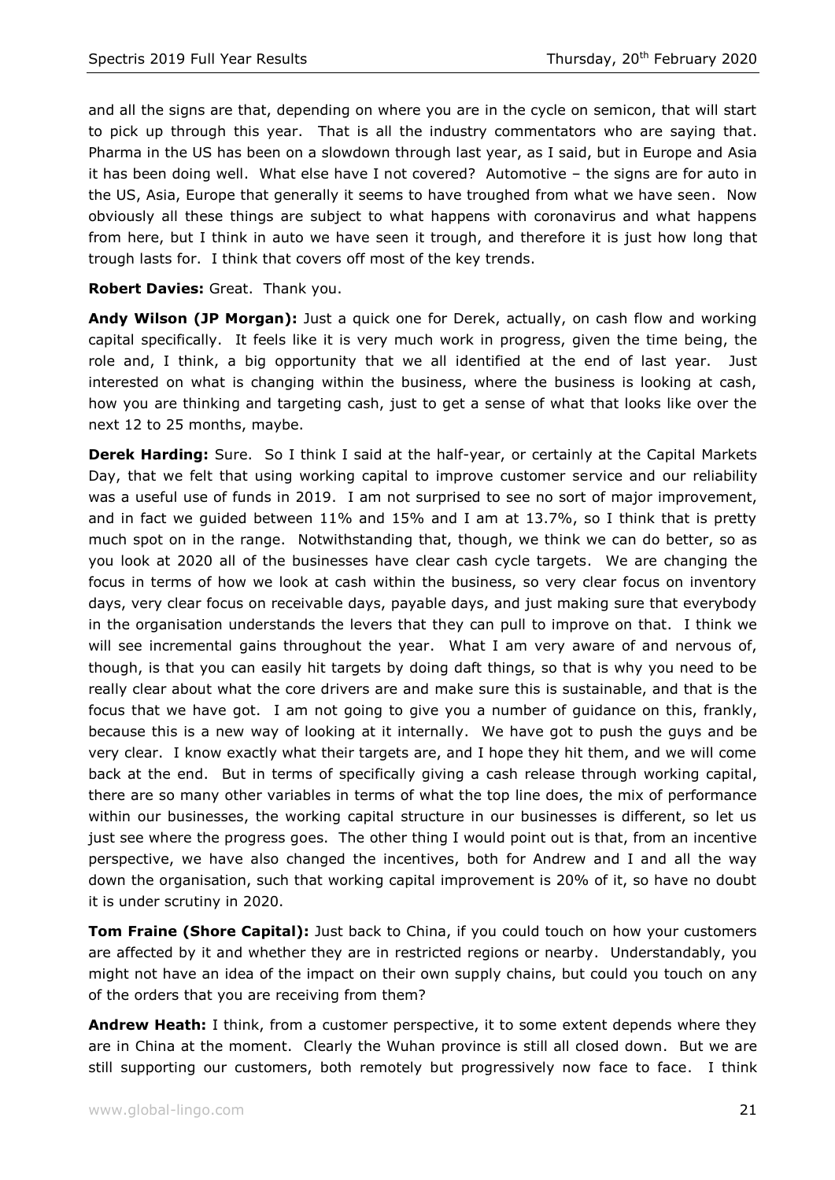and all the signs are that, depending on where you are in the cycle on semicon, that will start to pick up through this year. That is all the industry commentators who are saying that. Pharma in the US has been on a slowdown through last year, as I said, but in Europe and Asia it has been doing well. What else have I not covered? Automotive – the signs are for auto in the US, Asia, Europe that generally it seems to have troughed from what we have seen. Now obviously all these things are subject to what happens with coronavirus and what happens from here, but I think in auto we have seen it trough, and therefore it is just how long that trough lasts for. I think that covers off most of the key trends.

**Robert Davies:** Great. Thank you.

**Andy Wilson (JP Morgan):** Just a quick one for Derek, actually, on cash flow and working capital specifically. It feels like it is very much work in progress, given the time being, the role and, I think, a big opportunity that we all identified at the end of last year. Just interested on what is changing within the business, where the business is looking at cash, how you are thinking and targeting cash, just to get a sense of what that looks like over the next 12 to 25 months, maybe.

**Derek Harding:** Sure. So I think I said at the half-year, or certainly at the Capital Markets Day, that we felt that using working capital to improve customer service and our reliability was a useful use of funds in 2019. I am not surprised to see no sort of major improvement, and in fact we guided between 11% and 15% and I am at 13.7%, so I think that is pretty much spot on in the range. Notwithstanding that, though, we think we can do better, so as you look at 2020 all of the businesses have clear cash cycle targets. We are changing the focus in terms of how we look at cash within the business, so very clear focus on inventory days, very clear focus on receivable days, payable days, and just making sure that everybody in the organisation understands the levers that they can pull to improve on that. I think we will see incremental gains throughout the year. What I am very aware of and nervous of, though, is that you can easily hit targets by doing daft things, so that is why you need to be really clear about what the core drivers are and make sure this is sustainable, and that is the focus that we have got. I am not going to give you a number of guidance on this, frankly, because this is a new way of looking at it internally. We have got to push the guys and be very clear. I know exactly what their targets are, and I hope they hit them, and we will come back at the end. But in terms of specifically giving a cash release through working capital, there are so many other variables in terms of what the top line does, the mix of performance within our businesses, the working capital structure in our businesses is different, so let us just see where the progress goes. The other thing I would point out is that, from an incentive perspective, we have also changed the incentives, both for Andrew and I and all the way down the organisation, such that working capital improvement is 20% of it, so have no doubt it is under scrutiny in 2020.

**Tom Fraine (Shore Capital):** Just back to China, if you could touch on how your customers are affected by it and whether they are in restricted regions or nearby. Understandably, you might not have an idea of the impact on their own supply chains, but could you touch on any of the orders that you are receiving from them?

**Andrew Heath:** I think, from a customer perspective, it to some extent depends where they are in China at the moment. Clearly the Wuhan province is still all closed down. But we are still supporting our customers, both remotely but progressively now face to face. I think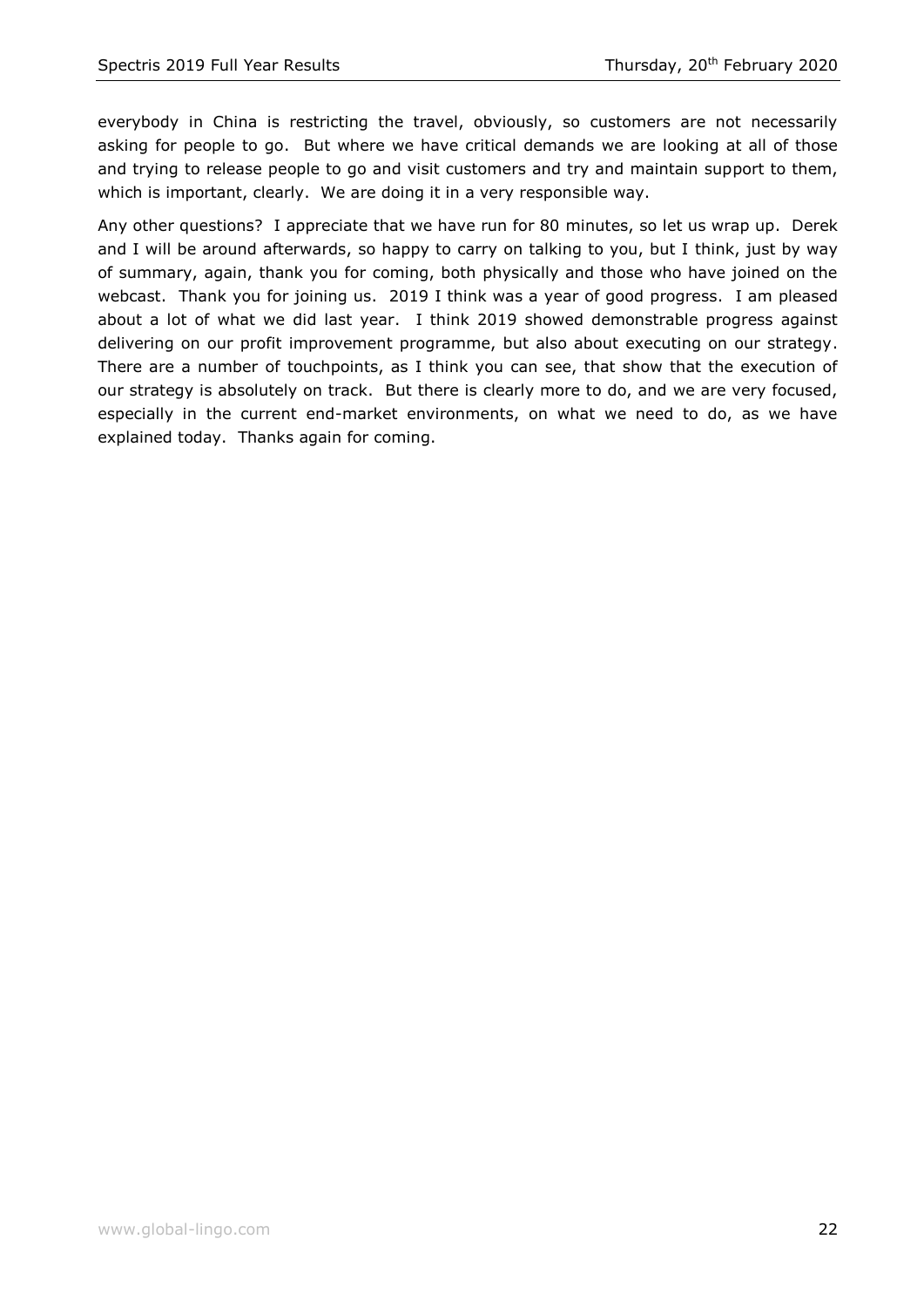everybody in China is restricting the travel, obviously, so customers are not necessarily asking for people to go. But where we have critical demands we are looking at all of those and trying to release people to go and visit customers and try and maintain support to them, which is important, clearly. We are doing it in a very responsible way.

Any other questions? I appreciate that we have run for 80 minutes, so let us wrap up. Derek and I will be around afterwards, so happy to carry on talking to you, but I think, just by way of summary, again, thank you for coming, both physically and those who have joined on the webcast. Thank you for joining us. 2019 I think was a year of good progress. I am pleased about a lot of what we did last year. I think 2019 showed demonstrable progress against delivering on our profit improvement programme, but also about executing on our strategy. There are a number of touchpoints, as I think you can see, that show that the execution of our strategy is absolutely on track. But there is clearly more to do, and we are very focused, especially in the current end-market environments, on what we need to do, as we have explained today. Thanks again for coming.